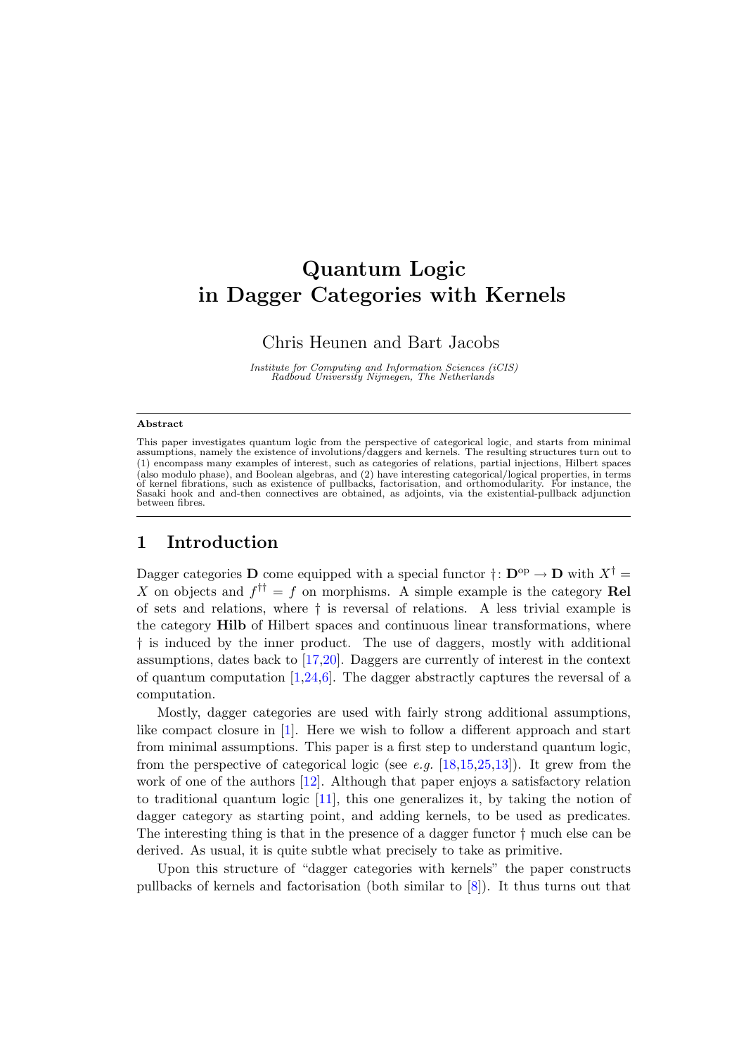# Quantum Logic in Dagger Categories with Kernels

Chris Heunen and Bart Jacobs

*Institute for Computing and Information Sciences (iCIS)*
*Radboud University Nijmegen, The Netherlands*

---

**Abstract**

This paper investigates quantum logic from the perspective of categorical logic, and starts from minimal assumptions, namely the existence of involutions/daggers and kernels. The resulting structures turn out to (1) encompass many examples of interest, such as categories of relations, partial injections, Hilbert spaces (also modulo phase), and Boolean algebras, and (2) have interesting categorical/logical properties, in terms of kernel fibrations, such as existence of pullbacks, factorisation, and orthomodularity. For instance, the Sasaki hook and and-then connectives are obtained, as adjoints, via the existential-pullback adjunction between fibres.

---

## 1 Introduction

Dagger categories $\mathbf{D}$ come equipped with a special functor $\dagger\colon \mathbf{D}^{\mathrm{op}} \to \mathbf{D}$ with $X^\dagger = X$ on objects and $f^{\dagger\dagger} = f$ on morphisms. A simple example is the category **Rel** of sets and relations, where $\dagger$ is reversal of relations. A less trivial example is the category **Hilb** of Hilbert spaces and continuous linear transformations, where $\dagger$ is induced by the inner product. The use of daggers, mostly with additional assumptions, dates back to [17,20]. Daggers are currently of interest in the context of quantum computation [1,24,6]. The dagger abstractly captures the reversal of a computation.

Mostly, dagger categories are used with fairly strong additional assumptions, like compact closure in [1]. Here we wish to follow a different approach and start from minimal assumptions. This paper is a first step to understand quantum logic, from the perspective of categorical logic (see *e.g.* [18,15,25,13]). It grew from the work of one of the authors [12]. Although that paper enjoys a satisfactory relation to traditional quantum logic [11], this one generalizes it, by taking the notion of dagger category as starting point, and adding kernels, to be used as predicates. The interesting thing is that in the presence of a dagger functor $\dagger$ much else can be derived. As usual, it is quite subtle what precisely to take as primitive.

Upon this structure of "dagger categories with kernels" the paper constructs pullbacks of kernels and factorisation (both similar to [8]). It thus turns out that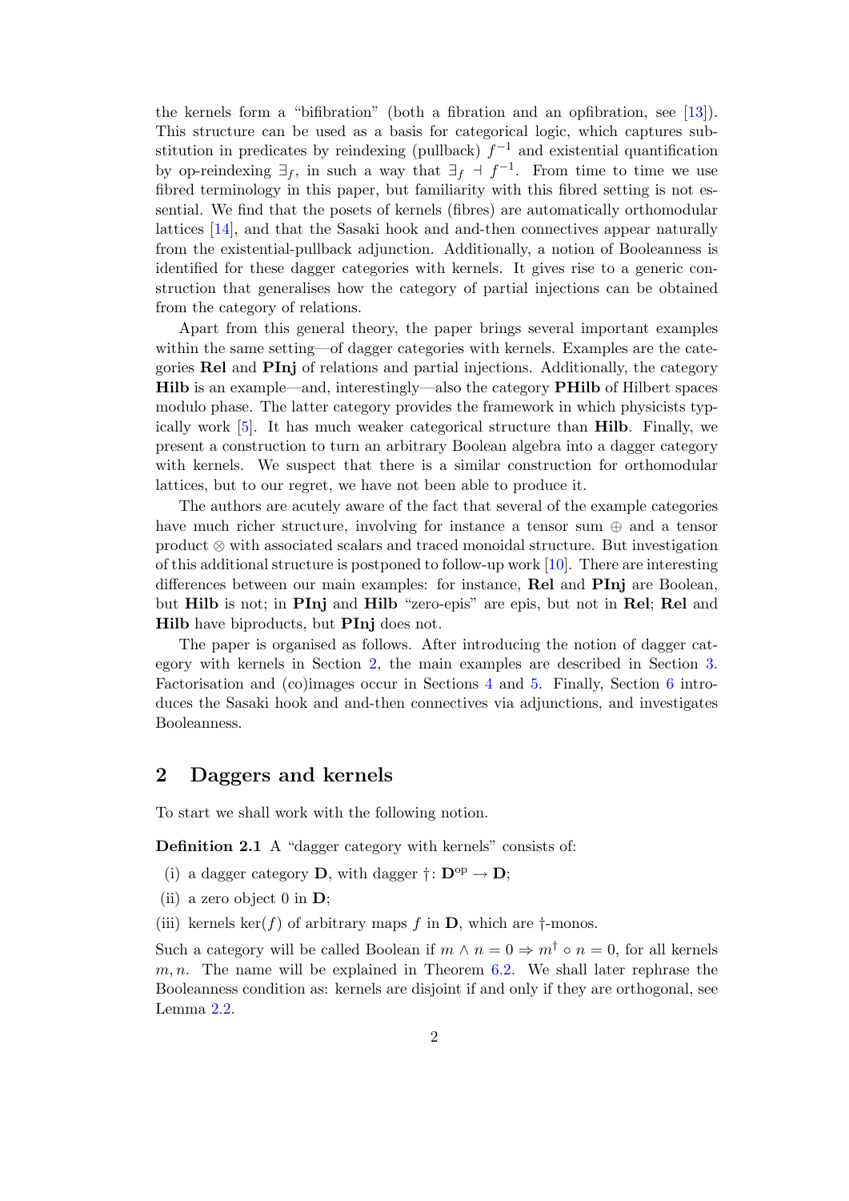the kernels form a "bifibration" (both a fibration and an opfibration, see [13]). This structure can be used as a basis for categorical logic, which captures substitution in predicates by reindexing (pullback) $f^{-1}$ and existential quantification by op-reindexing $\exists_f$, in such a way that $\exists_f \dashv f^{-1}$. From time to time we use fibred terminology in this paper, but familiarity with this fibred setting is not essential. We find that the posets of kernels (fibres) are automatically orthomodular lattices [14], and that the Sasaki hook and and-then connectives appear naturally from the existential-pullback adjunction. Additionally, a notion of Booleanness is identified for these dagger categories with kernels. It gives rise to a generic construction that generalises how the category of partial injections can be obtained from the category of relations.

Apart from this general theory, the paper brings several important examples within the same setting—of dagger categories with kernels. Examples are the categories **Rel** and **PInj** of relations and partial injections. Additionally, the category **Hilb** is an example—and, interestingly—also the category **PHilb** of Hilbert spaces modulo phase. The latter category provides the framework in which physicists typically work [5]. It has much weaker categorical structure than **Hilb**. Finally, we present a construction to turn an arbitrary Boolean algebra into a dagger category with kernels. We suspect that there is a similar construction for orthomodular lattices, but to our regret, we have not been able to produce it.

The authors are acutely aware of the fact that several of the example categories have much richer structure, involving for instance a tensor sum $\oplus$ and a tensor product $\otimes$ with associated scalars and traced monoidal structure. But investigation of this additional structure is postponed to follow-up work [10]. There are interesting differences between our main examples: for instance, **Rel** and **PInj** are Boolean, but **Hilb** is not; in **PInj** and **Hilb** "zero-epis" are epis, but not in **Rel**; **Rel** and **Hilb** have biproducts, but **PInj** does not.

The paper is organised as follows. After introducing the notion of dagger category with kernels in Section 2, the main examples are described in Section 3. Factorisation and (co)images occur in Sections 4 and 5. Finally, Section 6 introduces the Sasaki hook and and-then connectives via adjunctions, and investigates Booleanness.

## 2 Daggers and kernels

To start we shall work with the following notion.

**Definition 2.1** A "dagger category with kernels" consists of:

(i) a dagger category $\mathbf{D}$, with dagger $\dagger\colon \mathbf{D}^{\mathrm{op}} \to \mathbf{D}$;

(ii) a zero object 0 in $\mathbf{D}$;

(iii) kernels $\ker(f)$ of arbitrary maps $f$ in $\mathbf{D}$, which are $\dagger$-monos.

Such a category will be called Boolean if $m \wedge n = 0 \Rightarrow m^{\dagger} \circ n = 0$, for all kernels $m, n$. The name will be explained in Theorem 6.2. We shall later rephrase the Booleanness condition as: kernels are disjoint if and only if they are orthogonal, see Lemma 2.2.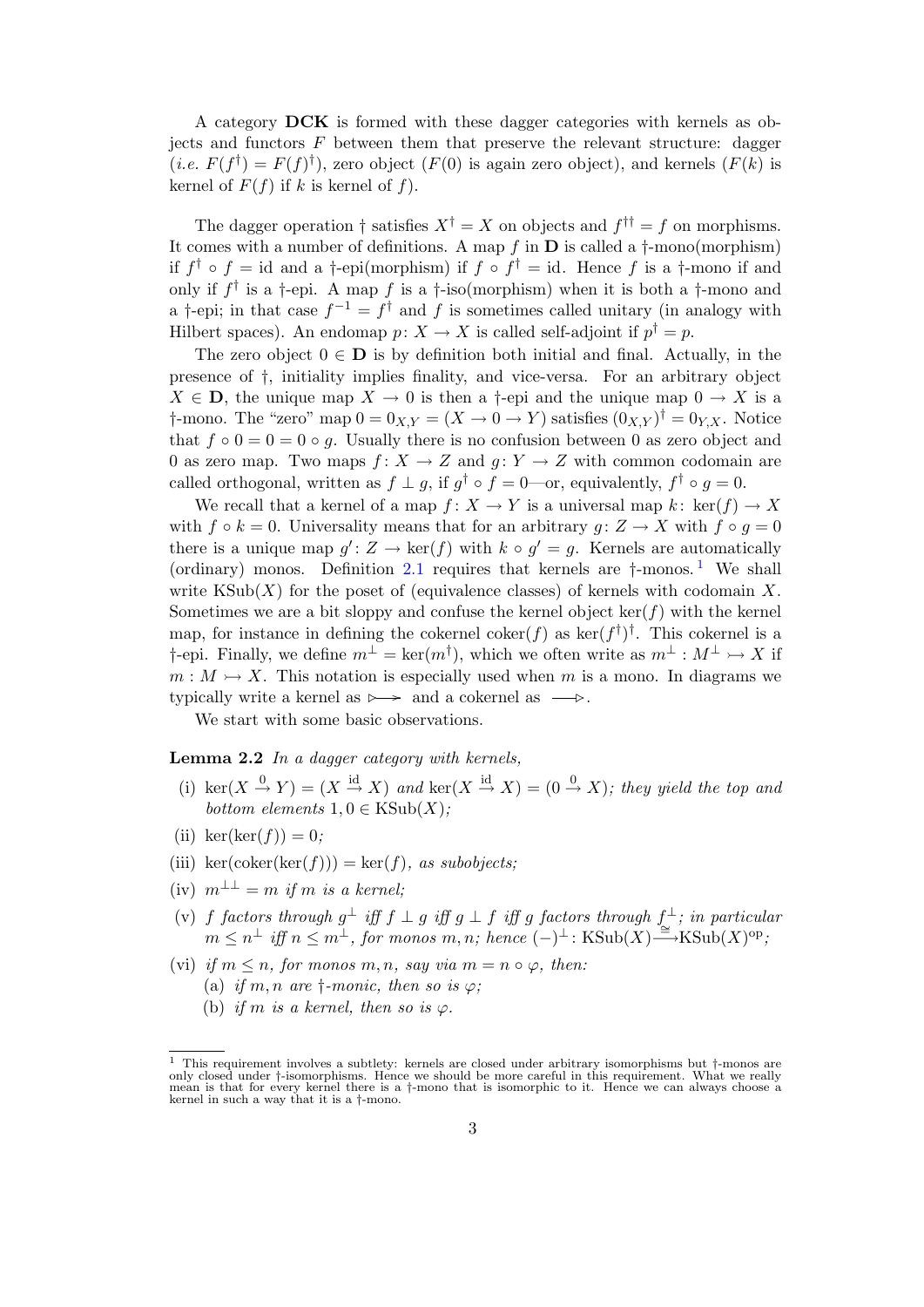A category **DCK** is formed with these dagger categories with kernels as objects and functors $F$ between them that preserve the relevant structure: dagger (*i.e.* $F(f^\dagger) = F(f)^\dagger$), zero object ($F(0)$ is again zero object), and kernels ($F(k)$ is kernel of $F(f)$ if $k$ is kernel of $f$).

The dagger operation $\dagger$ satisfies $X^\dagger = X$ on objects and $f^{\dagger\dagger} = f$ on morphisms. It comes with a number of definitions. A map $f$ in $\mathbf{D}$ is called a $\dagger$-mono(morphism) if $f^\dagger \circ f = \mathrm{id}$ and a $\dagger$-epi(morphism) if $f \circ f^\dagger = \mathrm{id}$. Hence $f$ is a $\dagger$-mono if and only if $f^\dagger$ is a $\dagger$-epi. A map $f$ is a $\dagger$-iso(morphism) when it is both a $\dagger$-mono and a $\dagger$-epi; in that case $f^{-1} = f^\dagger$ and $f$ is sometimes called unitary (in analogy with Hilbert spaces). An endomap $p\colon X \to X$ is called self-adjoint if $p^\dagger = p$.

The zero object $0 \in \mathbf{D}$ is by definition both initial and final. Actually, in the presence of $\dagger$, initiality implies finality, and vice-versa. For an arbitrary object $X \in \mathbf{D}$, the unique map $X \to 0$ is then a $\dagger$-epi and the unique map $0 \to X$ is a $\dagger$-mono. The "zero" map $0 = 0_{X,Y} = (X \to 0 \to Y)$ satisfies $(0_{X,Y})^\dagger = 0_{Y,X}$. Notice that $f \circ 0 = 0 = 0 \circ g$. Usually there is no confusion between 0 as zero object and 0 as zero map. Two maps $f\colon X \to Z$ and $g\colon Y \to Z$ with common codomain are called orthogonal, written as $f \perp g$, if $g^\dagger \circ f = 0$—or, equivalently, $f^\dagger \circ g = 0$.

We recall that a kernel of a map $f\colon X \to Y$ is a universal map $k\colon \ker(f) \to X$ with $f \circ k = 0$. Universality means that for an arbitrary $g\colon Z \to X$ with $f \circ g = 0$ there is a unique map $g'\colon Z \to \ker(f)$ with $k \circ g' = g$. Kernels are automatically (ordinary) monos. Definition 2.1 requires that kernels are $\dagger$-monos.[1] We shall write $\mathrm{KSub}(X)$ for the poset of (equivalence classes) of kernels with codomain $X$. Sometimes we are a bit sloppy and confuse the kernel object $\ker(f)$ with the kernel map, for instance in defining the cokernel $\mathrm{coker}(f)$ as $\ker(f^\dagger)^\dagger$. This cokernel is a $\dagger$-epi. Finally, we define $m^\perp = \ker(m^\dagger)$, which we often write as $m^\perp : M^\perp \rightarrowtail X$ if $m : M \rightarrowtail X$. This notation is especially used when $m$ is a mono. In diagrams we typically write a kernel as $\rightarrowtriangle\!\!\!\rightarrow$ and a cokernel as $\longrightarrow\!\!\!\triangleright$.

We start with some basic observations.

**Lemma 2.2** *In a dagger category with kernels,*

- (i) $\ker(X \xrightarrow{0} Y) = (X \xrightarrow{\mathrm{id}} X)$ *and* $\ker(X \xrightarrow{\mathrm{id}} X) = (0 \xrightarrow{0} X)$*; they yield the top and bottom elements* $1, 0 \in \mathrm{KSub}(X)$*;*
- (ii) $\ker(\ker(f)) = 0$*;*
- (iii) $\ker(\mathrm{coker}(\ker(f))) = \ker(f)$*, as subobjects;*
- (iv) $m^{\perp\perp} = m$ *if* $m$ *is a kernel;*
- (v) $f$ *factors through* $g^\perp$ *iff* $f \perp g$ *iff* $g \perp f$ *iff* $g$ *factors through* $f^\perp$*; in particular* $m \leq n^\perp$ *iff* $n \leq m^\perp$*, for monos* $m, n$*; hence* $(-)^\perp \colon \mathrm{KSub}(X) \xrightarrow{\cong} \mathrm{KSub}(X)^{\mathrm{op}}$*;*
- (vi) *if* $m \leq n$*, for monos* $m, n$*, say via* $m = n \circ \varphi$*, then:*
  - (a) *if* $m, n$ *are* $\dagger$*-monic, then so is* $\varphi$*;*
  - (b) *if* $m$ *is a kernel, then so is* $\varphi$*.*

[1] This requirement involves a subtlety: kernels are closed under arbitrary isomorphisms but $\dagger$-monos are only closed under $\dagger$-isomorphisms. Hence we should be more careful in this requirement. What we really mean is that for every kernel there is a $\dagger$-mono that is isomorphic to it. Hence we can always choose a kernel in such a way that it is a $\dagger$-mono.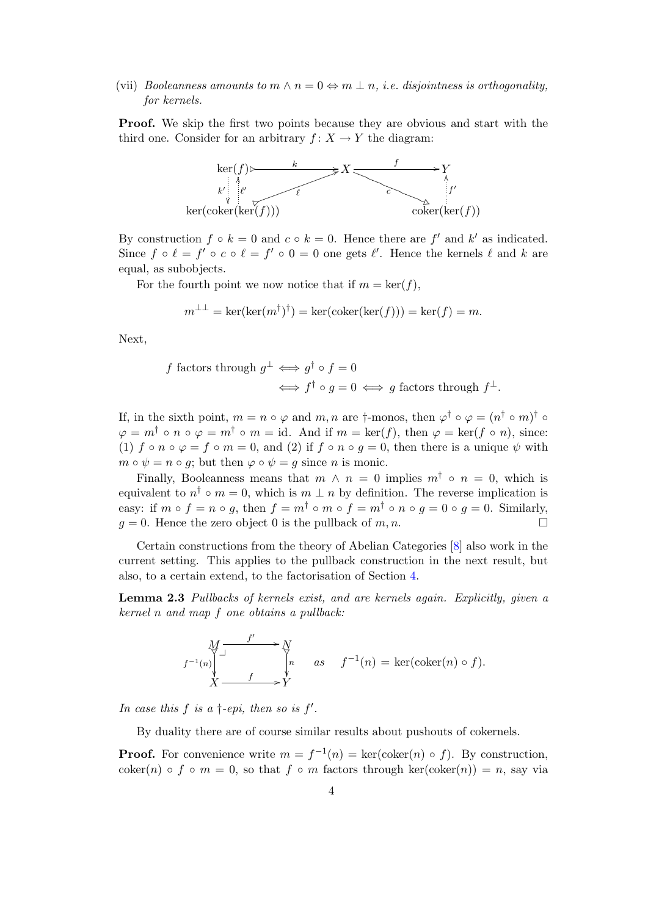(vii) *Booleanness amounts to $m \wedge n = 0 \Leftrightarrow m \perp n$, i.e. disjointness is orthogonality, for kernels.*

**Proof.** We skip the first two points because they are obvious and start with the third one. Consider for an arbitrary $f\colon X \to Y$ the diagram:

$$\begin{array}{ccccc} \ker(f) & \xrightarrow{k} & X & \xrightarrow{f} & Y \\ {\scriptstyle k'}\downarrow\uparrow{\scriptstyle \ell'} & \nearrow_{\ell} & & \searrow^{c} & \uparrow{\scriptstyle f'} \\ \ker(\mathrm{coker}(\ker(f))) & & & & \mathrm{coker}(\ker(f)) \end{array}$$

By construction $f \circ k = 0$ and $c \circ k = 0$. Hence there are $f'$ and $k'$ as indicated. Since $f \circ \ell = f' \circ c \circ \ell = f' \circ 0 = 0$ one gets $\ell'$. Hence the kernels $\ell$ and $k$ are equal, as subobjects.

For the fourth point we now notice that if $m = \ker(f)$,

$$m^{\perp\perp} = \ker(\ker(m^\dagger)^\dagger) = \ker(\mathrm{coker}(\ker(f))) = \ker(f) = m.$$

Next,

$$\begin{aligned} f \text{ factors through } g^\perp &\iff g^\dagger \circ f = 0 \\ &\iff f^\dagger \circ g = 0 \iff g \text{ factors through } f^\perp. \end{aligned}$$

If, in the sixth point, $m = n \circ \varphi$ and $m, n$ are $\dagger$-monos, then $\varphi^\dagger \circ \varphi = (n^\dagger \circ m)^\dagger \circ \varphi = m^\dagger \circ n \circ \varphi = m^\dagger \circ m = \mathrm{id}$. And if $m = \ker(f)$, then $\varphi = \ker(f \circ n)$, since: (1) $f \circ n \circ \varphi = f \circ m = 0$, and (2) if $f \circ n \circ g = 0$, then there is a unique $\psi$ with $m \circ \psi = n \circ g$; but then $\varphi \circ \psi = g$ since $n$ is monic.

Finally, Booleanness means that $m \wedge n = 0$ implies $m^\dagger \circ n = 0$, which is equivalent to $n^\dagger \circ m = 0$, which is $m \perp n$ by definition. The reverse implication is easy: if $m \circ f = n \circ g$, then $f = m^\dagger \circ m \circ f = m^\dagger \circ n \circ g = 0 \circ g = 0$. Similarly, $g = 0$. Hence the zero object 0 is the pullback of $m, n$. $\square$

Certain constructions from the theory of Abelian Categories [8] also work in the current setting. This applies to the pullback construction in the next result, but also, to a certain extend, to the factorisation of Section 4.

**Lemma 2.3** *Pullbacks of kernels exist, and are kernels again. Explicitly, given a kernel $n$ and map $f$ one obtains a pullback:*

$$\begin{array}{ccc} M & \xrightarrow{f'} & N \\ {\scriptstyle f^{-1}(n)}\downarrow & \lrcorner & \downarrow{\scriptstyle n} \\ X & \xrightarrow{f} & Y \end{array} \qquad as \qquad f^{-1}(n) = \ker(\mathrm{coker}(n) \circ f).$$

*In case this $f$ is a $\dagger$-epi, then so is $f'$.*

By duality there are of course similar results about pushouts of cokernels.

**Proof.** For convenience write $m = f^{-1}(n) = \ker(\mathrm{coker}(n) \circ f)$. By construction, $\mathrm{coker}(n) \circ f \circ m = 0$, so that $f \circ m$ factors through $\ker(\mathrm{coker}(n)) = n$, say via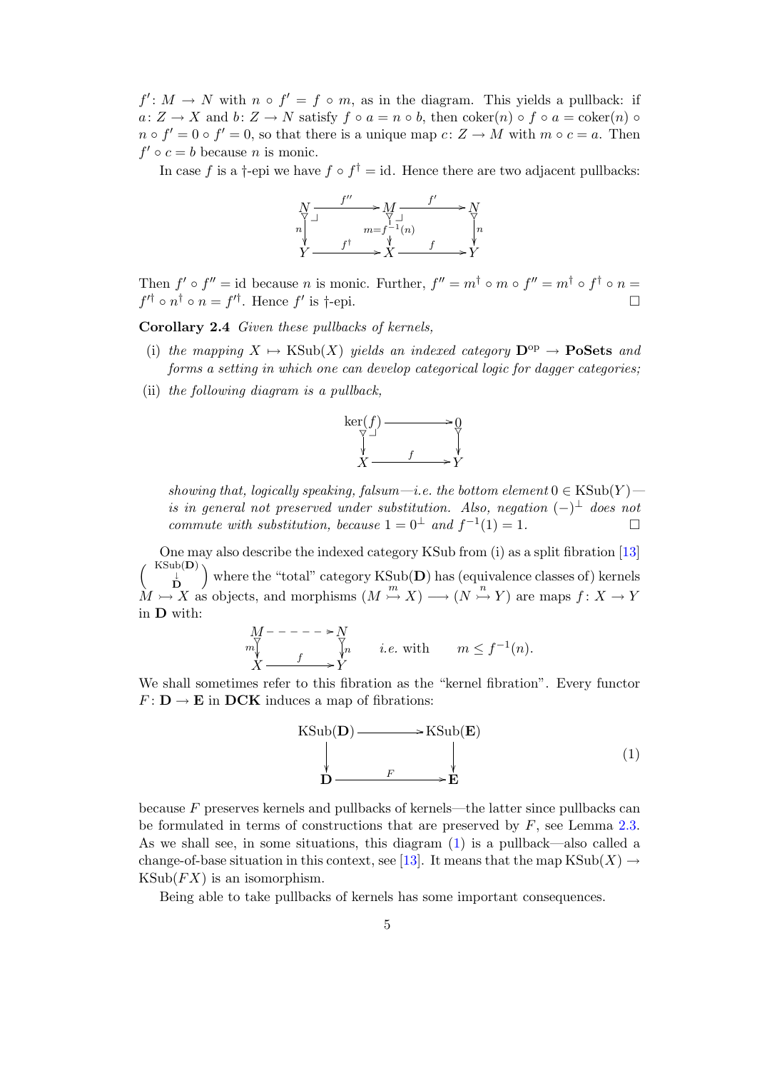$f' \colon M \to N$ with $n \circ f' = f \circ m$, as in the diagram. This yields a pullback: if $a \colon Z \to X$ and $b \colon Z \to N$ satisfy $f \circ a = n \circ b$, then $\mathrm{coker}(n) \circ f \circ a = \mathrm{coker}(n) \circ n \circ f' = 0 \circ f' = 0$, so that there is a unique map $c \colon Z \to M$ with $m \circ c = a$. Then $f' \circ c = b$ because $n$ is monic.

In case $f$ is a †-epi we have $f \circ f^\dagger = \mathrm{id}$. Hence there are two adjacent pullbacks:

$$
\begin{array}{ccccc}
N & \xrightarrow{f''} & M & \xrightarrow{f'} & N \\
{\scriptstyle n}\downarrow & & \downarrow{\scriptstyle m = f^{-1}(n)} & & \downarrow{\scriptstyle n} \\
Y & \xrightarrow{f^\dagger} & X & \xrightarrow{f} & Y
\end{array}
$$

Then $f' \circ f'' = \mathrm{id}$ because $n$ is monic. Further, $f'' = m^\dagger \circ m \circ f'' = m^\dagger \circ f^\dagger \circ n = f'^\dagger \circ n^\dagger \circ n = f'^\dagger$. Hence $f'$ is †-epi. □

**Corollary 2.4** *Given these pullbacks of kernels,*

(i) *the mapping $X \mapsto \mathrm{KSub}(X)$ yields an indexed category $\mathbf{D}^{\mathrm{op}} \to \mathbf{PoSets}$ and forms a setting in which one can develop categorical logic for dagger categories;*

(ii) *the following diagram is a pullback,*

$$
\begin{array}{ccc}
\ker(f) & \longrightarrow & 0 \\
\downarrow & & \downarrow \\
X & \xrightarrow{f} & Y
\end{array}
$$

*showing that, logically speaking, falsum—i.e. the bottom element $0 \in \mathrm{KSub}(Y)$—is in general not preserved under substitution. Also, negation $(-)^\perp$ does not commute with substitution, because $1 = 0^\perp$ and $f^{-1}(1) = 1$.* □

One may also describe the indexed category KSub from (i) as a split fibration [13] $\left(\begin{smallmatrix}\mathrm{KSub}(\mathbf{D})\\ \downarrow \\ \mathbf{D}\end{smallmatrix}\right)$ where the "total" category $\mathrm{KSub}(\mathbf{D})$ has (equivalence classes of) kernels $M \rightarrowtail X$ as objects, and morphisms $(M \overset{m}{\rightarrowtail} X) \longrightarrow (N \overset{n}{\rightarrowtail} Y)$ are maps $f \colon X \to Y$ in $\mathbf{D}$ with:

$$
\begin{array}{ccc}
M & \dashrightarrow & N \\
{\scriptstyle m}\downarrow & & \downarrow{\scriptstyle n} \\
X & \xrightarrow{f} & Y
\end{array}
\qquad i.e. \text{ with } \qquad m \leq f^{-1}(n).
$$

We shall sometimes refer to this fibration as the "kernel fibration". Every functor $F \colon \mathbf{D} \to \mathbf{E}$ in **DCK** induces a map of fibrations:

$$
\begin{array}{ccc}
\mathrm{KSub}(\mathbf{D}) & \longrightarrow & \mathrm{KSub}(\mathbf{E}) \\
\downarrow & & \downarrow \\
\mathbf{D} & \xrightarrow{F} & \mathbf{E}
\end{array}
\tag{1}
$$

because $F$ preserves kernels and pullbacks of kernels—the latter since pullbacks can be formulated in terms of constructions that are preserved by $F$, see Lemma 2.3. As we shall see, in some situations, this diagram (1) is a pullback—also called a change-of-base situation in this context, see [13]. It means that the map $\mathrm{KSub}(X) \to \mathrm{KSub}(FX)$ is an isomorphism.

Being able to take pullbacks of kernels has some important consequences.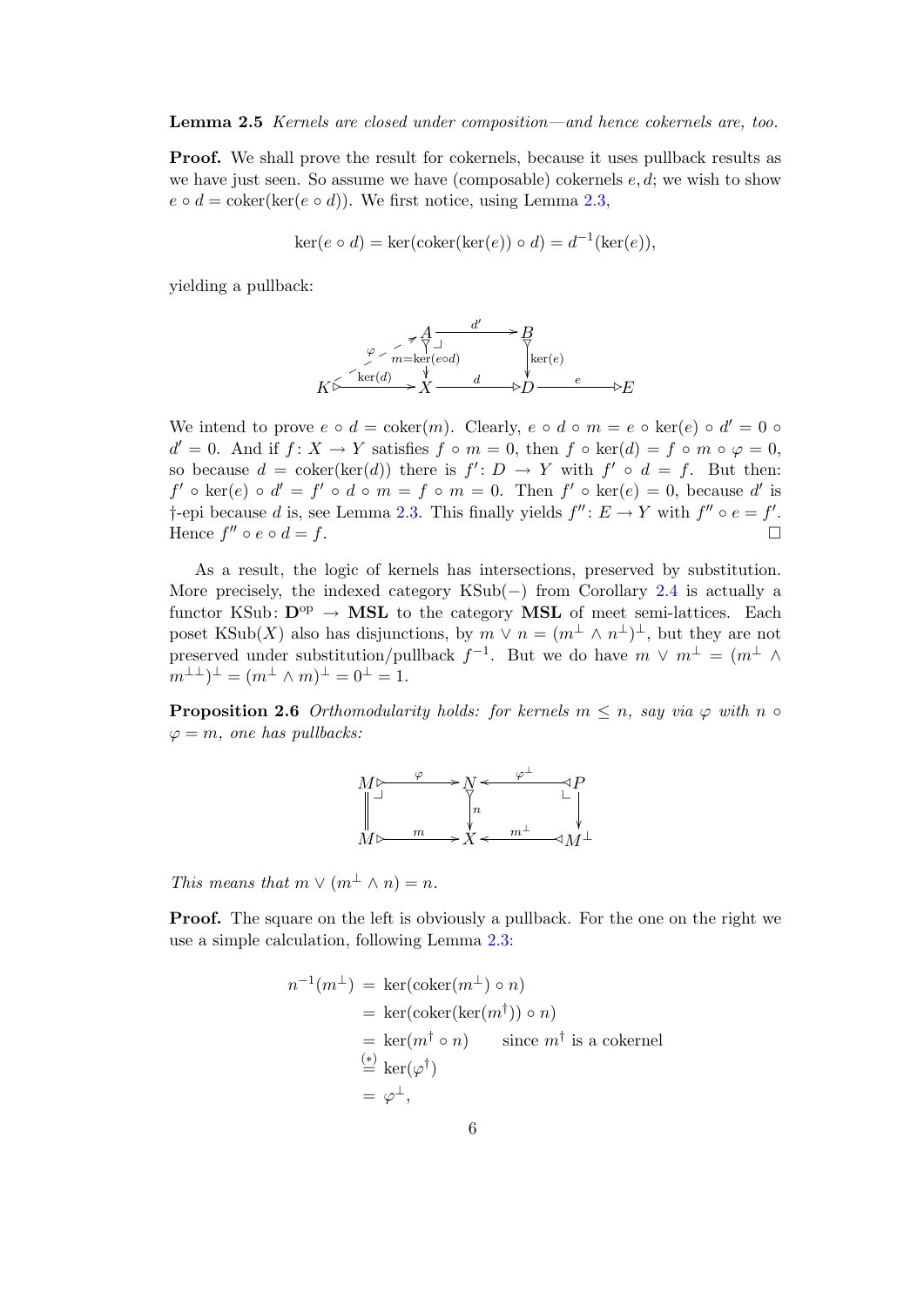**Lemma 2.5** *Kernels are closed under composition—and hence cokernels are, too.*

**Proof.** We shall prove the result for cokernels, because it uses pullback results as we have just seen. So assume we have (composable) cokernels $e, d$; we wish to show $e \circ d = \mathrm{coker}(\ker(e \circ d))$. We first notice, using Lemma 2.3,

$$\ker(e \circ d) = \ker(\mathrm{coker}(\ker(e)) \circ d) = d^{-1}(\ker(e)),$$

yielding a pullback:

$$\begin{array}{ccccccc} & & A & \xrightarrow{d'} & B & & \\ & {\scriptstyle\varphi} \swarrow & \downarrow {\scriptstyle m=\ker(e\circ d)} & & \downarrow {\scriptstyle \ker(e)} & & \\ K & \xrightarrow{\ker(d)} & X & \xrightarrow{d} & D & \xrightarrow{e} & E \end{array}$$

We intend to prove $e \circ d = \mathrm{coker}(m)$. Clearly, $e \circ d \circ m = e \circ \ker(e) \circ d' = 0 \circ d' = 0$. And if $f \colon X \to Y$ satisfies $f \circ m = 0$, then $f \circ \ker(d) = f \circ m \circ \varphi = 0$, so because $d = \mathrm{coker}(\ker(d))$ there is $f' \colon D \to Y$ with $f' \circ d = f$. But then: $f' \circ \ker(e) \circ d' = f' \circ d \circ m = f \circ m = 0$. Then $f' \circ \ker(e) = 0$, because $d'$ is †-epi because $d$ is, see Lemma 2.3. This finally yields $f'' \colon E \to Y$ with $f'' \circ e = f'$. Hence $f'' \circ e \circ d = f$. $\square$

As a result, the logic of kernels has intersections, preserved by substitution. More precisely, the indexed category $\mathrm{KSub}(-)$ from Corollary 2.4 is actually a functor $\mathrm{KSub} \colon \mathbf{D}^{\mathrm{op}} \to \mathbf{MSL}$ to the category $\mathbf{MSL}$ of meet semi-lattices. Each poset $\mathrm{KSub}(X)$ also has disjunctions, by $m \vee n = (m^\perp \wedge n^\perp)^\perp$, but they are not preserved under substitution/pullback $f^{-1}$. But we do have $m \vee m^\perp = (m^\perp \wedge m^{\perp\perp})^\perp = (m^\perp \wedge m)^\perp = 0^\perp = 1$.

**Proposition 2.6** *Orthomodularity holds: for kernels $m \leq n$, say via $\varphi$ with $n \circ \varphi = m$, one has pullbacks:*

$$\begin{array}{ccccc} M & \xrightarrow{\varphi} & N & \xleftarrow{\varphi^\perp} & P \\ \| & & \downarrow {\scriptstyle n} & & \downarrow \\ M & \xrightarrow{m} & X & \xleftarrow{m^\perp} & M^\perp \end{array}$$

*This means that $m \vee (m^\perp \wedge n) = n$.*

**Proof.** The square on the left is obviously a pullback. For the one on the right we use a simple calculation, following Lemma 2.3:

$$\begin{aligned} n^{-1}(m^\perp) &= \ker(\mathrm{coker}(m^\perp) \circ n) \\ &= \ker(\mathrm{coker}(\ker(m^\dagger)) \circ n) \\ &= \ker(m^\dagger \circ n) \qquad \text{since } m^\dagger \text{ is a cokernel} \\ &\overset{(*)}{=} \ker(\varphi^\dagger) \\ &= \varphi^\perp, \end{aligned}$$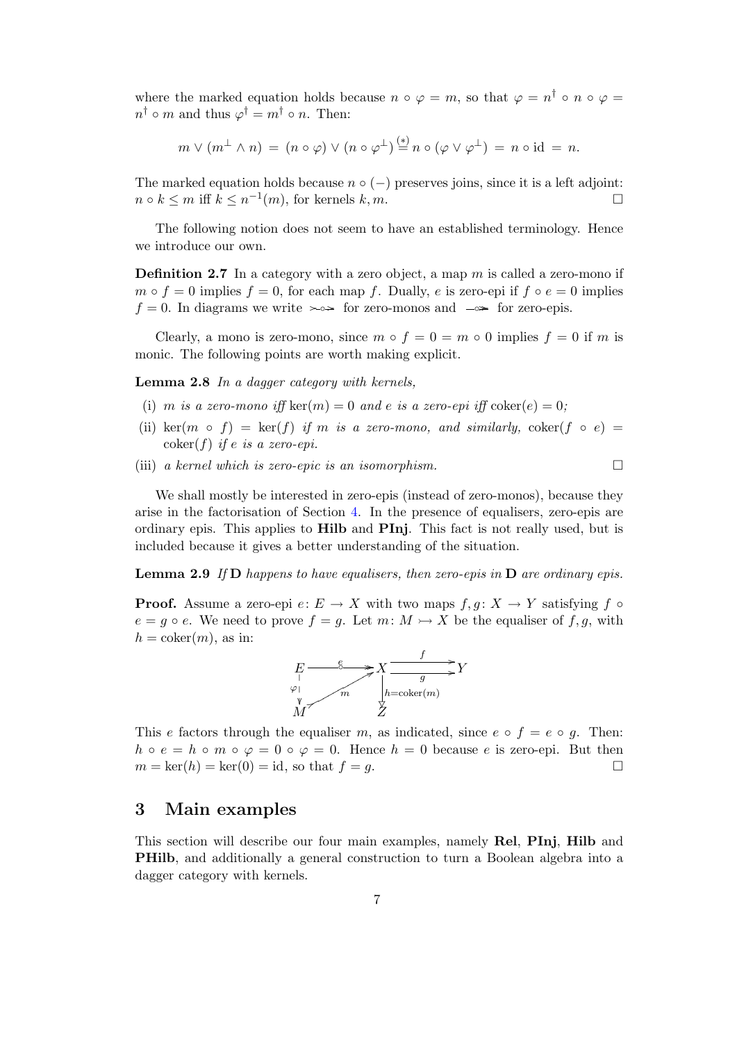where the marked equation holds because $n \circ \varphi = m$, so that $\varphi = n^\dagger \circ n \circ \varphi = n^\dagger \circ m$ and thus $\varphi^\dagger = m^\dagger \circ n$. Then:

$$m \vee (m^\perp \wedge n) \;=\; (n \circ \varphi) \vee (n \circ \varphi^\perp) \stackrel{(*)}{=} n \circ (\varphi \vee \varphi^\perp) \;=\; n \circ \mathrm{id} \;=\; n.$$

The marked equation holds because $n \circ (-)$ preserves joins, since it is a left adjoint: $n \circ k \leq m$ iff $k \leq n^{-1}(m)$, for kernels $k, m$. $\square$

The following notion does not seem to have an established terminology. Hence we introduce our own.

**Definition 2.7** In a category with a zero object, a map $m$ is called a zero-mono if $m \circ f = 0$ implies $f = 0$, for each map $f$. Dually, $e$ is zero-epi if $f \circ e = 0$ implies $f = 0$. In diagrams we write $\rightarrowtail\!\!\circ\!\!\rightarrow$ for zero-monos and $\multimap\!\!\twoheadrightarrow$ for zero-epis.

Clearly, a mono is zero-mono, since $m \circ f = 0 = m \circ 0$ implies $f = 0$ if $m$ is monic. The following points are worth making explicit.

**Lemma 2.8** *In a dagger category with kernels,*

(i) *$m$ is a zero-mono iff $\ker(m) = 0$ and $e$ is a zero-epi iff $\mathrm{coker}(e) = 0$;*

(ii) *$\ker(m \circ f) = \ker(f)$ if $m$ is a zero-mono, and similarly, $\mathrm{coker}(f \circ e) = \mathrm{coker}(f)$ if $e$ is a zero-epi.*

(iii) *a kernel which is zero-epic is an isomorphism.* $\square$

We shall mostly be interested in zero-epis (instead of zero-monos), because they arise in the factorisation of Section 4. In the presence of equalisers, zero-epis are ordinary epis. This applies to **Hilb** and **PInj**. This fact is not really used, but is included because it gives a better understanding of the situation.

**Lemma 2.9** *If* $\mathbf{D}$ *happens to have equalisers, then zero-epis in* $\mathbf{D}$ *are ordinary epis.*

**Proof.** Assume a zero-epi $e\colon E \to X$ with two maps $f, g\colon X \to Y$ satisfying $f \circ e = g \circ e$. We need to prove $f = g$. Let $m\colon M \rightarrowtail X$ be the equaliser of $f, g$, with $h = \mathrm{coker}(m)$, as in:

$$\begin{array}{ccccc} E & \xrightarrow{\;e\;} & X & \overset{f}{\underset{g}{\rightrightarrows}} & Y \\ {\scriptstyle\varphi}\downarrow & \nearrow_{m} & \downarrow{\scriptstyle h=\mathrm{coker}(m)} & & \\ M & & Z & & \end{array}$$

This $e$ factors through the equaliser $m$, as indicated, since $e \circ f = e \circ g$. Then: $h \circ e = h \circ m \circ \varphi = 0 \circ \varphi = 0$. Hence $h = 0$ because $e$ is zero-epi. But then $m = \ker(h) = \ker(0) = \mathrm{id}$, so that $f = g$. $\square$

## 3 Main examples

This section will describe our four main examples, namely **Rel**, **PInj**, **Hilb** and **PHilb**, and additionally a general construction to turn a Boolean algebra into a dagger category with kernels.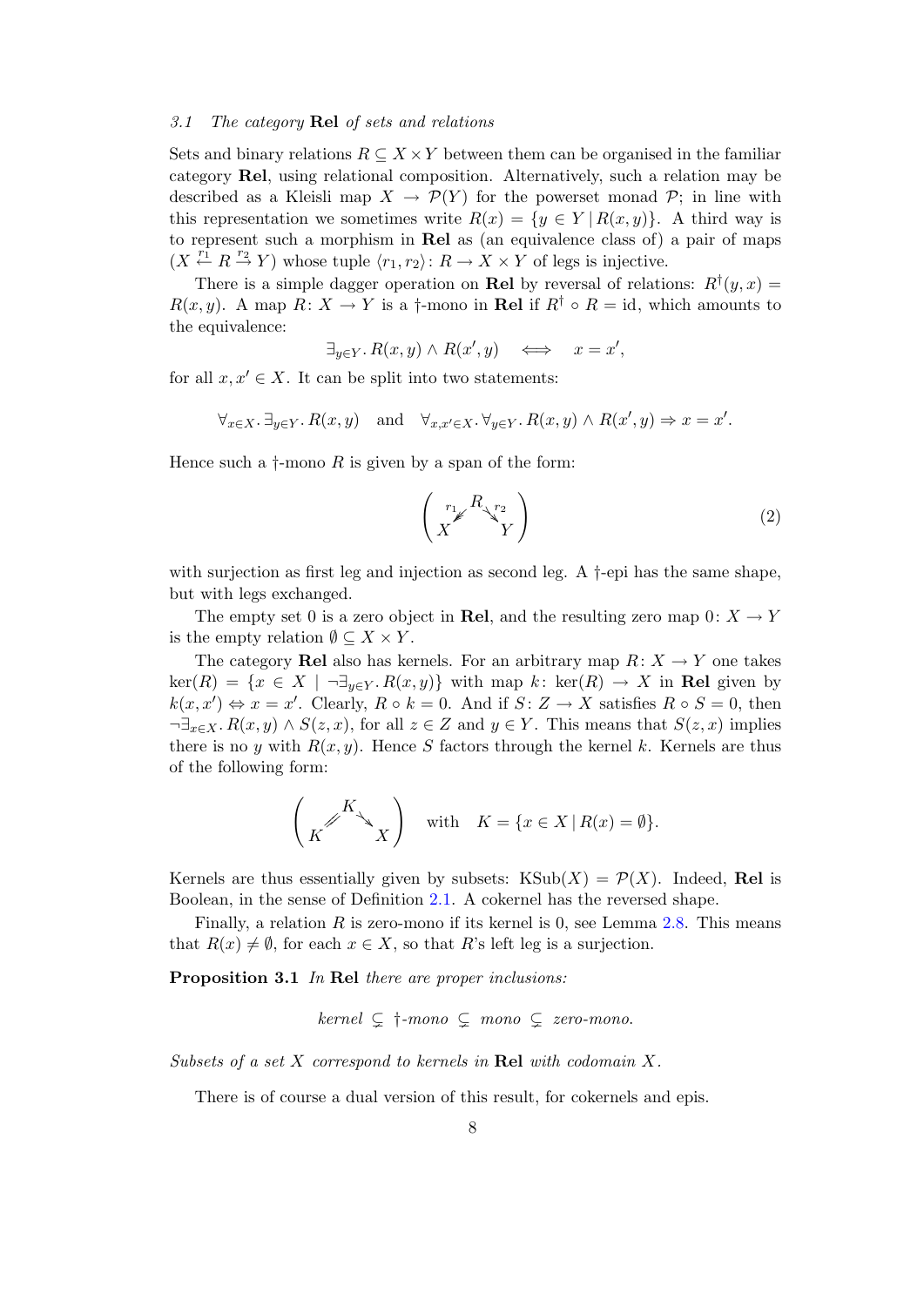### 3.1 The category **Rel** of sets and relations

Sets and binary relations $R \subseteq X \times Y$ between them can be organised in the familiar category **Rel**, using relational composition. Alternatively, such a relation may be described as a Kleisli map $X \to \mathcal{P}(Y)$ for the powerset monad $\mathcal{P}$; in line with this representation we sometimes write $R(x) = \{y \in Y \mid R(x,y)\}$. A third way is to represent such a morphism in **Rel** as (an equivalence class of) a pair of maps $(X \overset{r_1}{\leftarrow} R \overset{r_2}{\rightarrow} Y)$ whose tuple $\langle r_1, r_2 \rangle \colon R \to X \times Y$ of legs is injective.

There is a simple dagger operation on **Rel** by reversal of relations: $R^\dagger(y,x) = R(x,y)$. A map $R \colon X \to Y$ is a †-mono in **Rel** if $R^\dagger \circ R = \mathrm{id}$, which amounts to the equivalence:

$$\exists_{y \in Y}.\, R(x,y) \wedge R(x',y) \quad \Longleftrightarrow \quad x = x',$$

for all $x, x' \in X$. It can be split into two statements:

$$\forall_{x \in X}.\, \exists_{y \in Y}.\, R(x,y) \quad \text{and} \quad \forall_{x,x' \in X}.\, \forall_{y \in Y}.\, R(x,y) \wedge R(x',y) \Rightarrow x = x'.$$

Hence such a †-mono $R$ is given by a span of the form:

$$\left( \begin{array}{ccc} & R & \\ {}^{r_1}\swarrow & & \searrow^{r_2} \\ X & & Y \end{array} \right) \tag{2}$$

with surjection as first leg and injection as second leg. A †-epi has the same shape, but with legs exchanged.

The empty set 0 is a zero object in **Rel**, and the resulting zero map $0 \colon X \to Y$ is the empty relation $\emptyset \subseteq X \times Y$.

The category **Rel** also has kernels. For an arbitrary map $R \colon X \to Y$ one takes $\ker(R) = \{x \in X \mid \neg\exists_{y \in Y}.\, R(x,y)\}$ with map $k \colon \ker(R) \to X$ in **Rel** given by $k(x,x') \Leftrightarrow x = x'$. Clearly, $R \circ k = 0$. And if $S \colon Z \to X$ satisfies $R \circ S = 0$, then $\neg\exists_{x \in X}.\, R(x,y) \wedge S(z,x)$, for all $z \in Z$ and $y \in Y$. This means that $S(z,x)$ implies there is no $y$ with $R(x,y)$. Hence $S$ factors through the kernel $k$. Kernels are thus of the following form:

$$\left( \begin{array}{ccc} & K & \\ /\!\!/ & & \searrow \\ K & & X \end{array} \right) \quad \text{with} \quad K = \{x \in X \mid R(x) = \emptyset\}.$$

Kernels are thus essentially given by subsets: $\mathrm{KSub}(X) = \mathcal{P}(X)$. Indeed, **Rel** is Boolean, in the sense of Definition 2.1. A cokernel has the reversed shape.

Finally, a relation $R$ is zero-mono if its kernel is 0, see Lemma 2.8. This means that $R(x) \neq \emptyset$, for each $x \in X$, so that $R$'s left leg is a surjection.

**Proposition 3.1** *In* **Rel** *there are proper inclusions:*

$$\textit{kernel} \subsetneq \dagger\textit{-mono} \subsetneq \textit{mono} \subsetneq \textit{zero-mono}.$$

*Subsets of a set $X$ correspond to kernels in* **Rel** *with codomain $X$.*

There is of course a dual version of this result, for cokernels and epis.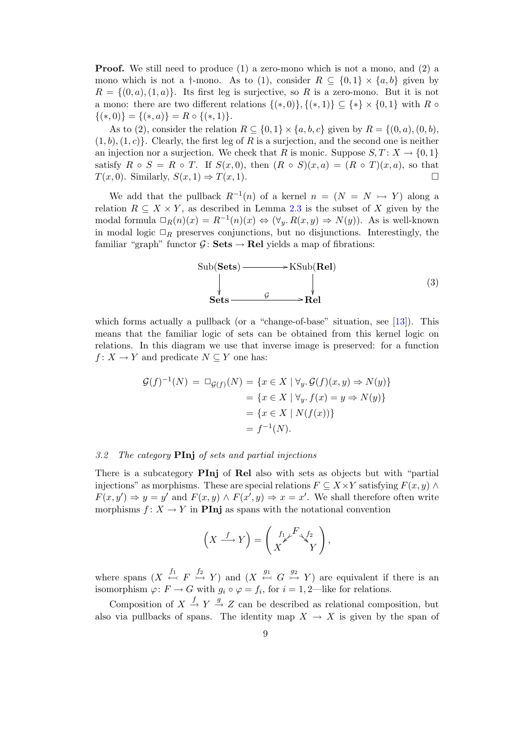**Proof.** We still need to produce (1) a zero-mono which is not a mono, and (2) a mono which is not a †-mono. As to (1), consider $R \subseteq \{0,1\} \times \{a,b\}$ given by $R = \{(0,a),(1,a)\}$. Its first leg is surjective, so $R$ is a zero-mono. But it is not a mono: there are two different relations $\{(*,0)\},\{(*,1)\} \subseteq \{*\} \times \{0,1\}$ with $R \circ \{(*,0)\} = \{(*,a)\} = R \circ \{(*,1)\}$.

As to (2), consider the relation $R \subseteq \{0,1\} \times \{a,b,c\}$ given by $R = \{(0,a),(0,b),(1,b),(1,c)\}$. Clearly, the first leg of $R$ is a surjection, and the second one is neither an injection nor a surjection. We check that $R$ is monic. Suppose $S, T \colon X \to \{0,1\}$ satisfy $R \circ S = R \circ T$. If $S(x,0)$, then $(R \circ S)(x,a) = (R \circ T)(x,a)$, so that $T(x,0)$. Similarly, $S(x,1) \Rightarrow T(x,1)$. □

We add that the pullback $R^{-1}(n)$ of a kernel $n = (N = N \rightarrowtail Y)$ along a relation $R \subseteq X \times Y$, as described in Lemma 2.3 is the subset of $X$ given by the modal formula $\Box_R(n)(x) = R^{-1}(n)(x) \Leftrightarrow (\forall_y.\, R(x,y) \Rightarrow N(y))$. As is well-known in modal logic $\Box_R$ preserves conjunctions, but no disjunctions. Interestingly, the familiar "graph" functor $\mathcal{G} \colon \mathbf{Sets} \to \mathbf{Rel}$ yields a map of fibrations:

$$\begin{array}{ccc}
\mathrm{Sub}(\mathbf{Sets}) & \longrightarrow & \mathrm{KSub}(\mathbf{Rel}) \\
\downarrow & & \downarrow \\
\mathbf{Sets} & \xrightarrow{\quad \mathcal{G} \quad} & \mathbf{Rel}
\end{array} \tag{3}$$

which forms actually a pullback (or a "change-of-base" situation, see [13]). This means that the familiar logic of sets can be obtained from this kernel logic on relations. In this diagram we use that inverse image is preserved: for a function $f \colon X \to Y$ and predicate $N \subseteq Y$ one has:

$$\begin{aligned}
\mathcal{G}(f)^{-1}(N) \;=\; \Box_{\mathcal{G}(f)}(N) &= \{x \in X \mid \forall_y.\, \mathcal{G}(f)(x,y) \Rightarrow N(y)\} \\
&= \{x \in X \mid \forall_y.\, f(x) = y \Rightarrow N(y)\} \\
&= \{x \in X \mid N(f(x))\} \\
&= f^{-1}(N).
\end{aligned}$$

### 3.2 The category PInj of sets and partial injections

There is a subcategory **PInj** of **Rel** also with sets as objects but with "partial injections" as morphisms. These are special relations $F \subseteq X \times Y$ satisfying $F(x,y) \wedge F(x,y') \Rightarrow y = y'$ and $F(x,y) \wedge F(x',y) \Rightarrow x = x'$. We shall therefore often write morphisms $f \colon X \to Y$ in **PInj** as spans with the notational convention

$$\left( X \xrightarrow{f} Y \right) = \left( X \xleftarrow{f_1} F \xrightarrow{f_2} Y \right),$$

where spans $(X \overset{f_1}{\leftarrowtail} F \overset{f_2}{\rightarrowtail} Y)$ and $(X \overset{g_1}{\leftarrowtail} G \overset{g_2}{\rightarrowtail} Y)$ are equivalent if there is an isomorphism $\varphi \colon F \to G$ with $g_i \circ \varphi = f_i$, for $i = 1, 2$—like for relations.

Composition of $X \xrightarrow{f} Y \xrightarrow{g} Z$ can be described as relational composition, but also via pullbacks of spans. The identity map $X \to X$ is given by the span of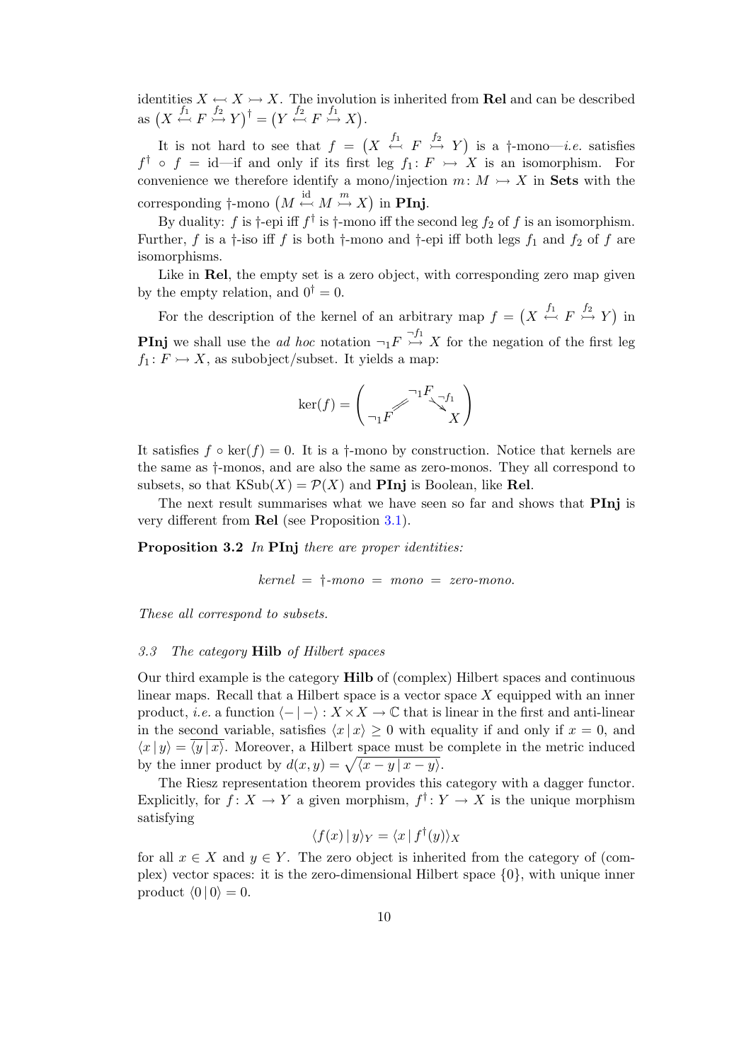identities $X \leftarrowtail X \rightarrowtail X$. The involution is inherited from **Rel** and can be described as $\big(X \overset{f_1}{\leftarrowtail} F \overset{f_2}{\rightarrowtail} Y\big)^\dagger = \big(Y \overset{f_2}{\leftarrowtail} F \overset{f_1}{\rightarrowtail} X\big)$.

It is not hard to see that $f = \big(X \overset{f_1}{\leftarrowtail} F \overset{f_2}{\rightarrowtail} Y\big)$ is a †-mono—*i.e.* satisfies $f^\dagger \circ f = \mathrm{id}$—if and only if its first leg $f_1 \colon F \rightarrowtail X$ is an isomorphism. For convenience we therefore identify a mono/injection $m \colon M \rightarrowtail X$ in **Sets** with the corresponding †-mono $\big(M \overset{\mathrm{id}}{\leftarrowtail} M \overset{m}{\rightarrowtail} X\big)$ in **PInj**.

By duality: $f$ is †-epi iff $f^\dagger$ is †-mono iff the second leg $f_2$ of $f$ is an isomorphism. Further, $f$ is a †-iso iff $f$ is both †-mono and †-epi iff both legs $f_1$ and $f_2$ of $f$ are isomorphisms.

Like in **Rel**, the empty set is a zero object, with corresponding zero map given by the empty relation, and $0^\dagger = 0$.

For the description of the kernel of an arbitrary map $f = \big(X \overset{f_1}{\leftarrowtail} F \overset{f_2}{\rightarrowtail} Y\big)$ in **PInj** we shall use the *ad hoc* notation $\neg_1 F \overset{\neg f_1}{\rightarrowtail} X$ for the negation of the first leg $f_1 \colon F \rightarrowtail X$, as subobject/subset. It yields a map:

$$\ker(f) = \left( \neg_1 F \overset{=}{\leftarrowtail} \neg_1 F \overset{\neg f_1}{\rightarrowtail} X \right)$$

It satisfies $f \circ \ker(f) = 0$. It is a †-mono by construction. Notice that kernels are the same as †-monos, and are also the same as zero-monos. They all correspond to subsets, so that $\mathrm{KSub}(X) = \mathcal{P}(X)$ and **PInj** is Boolean, like **Rel**.

The next result summarises what we have seen so far and shows that **PInj** is very different from **Rel** (see Proposition 3.1).

**Proposition 3.2** *In* **PInj** *there are proper identities:*

$$\textit{kernel} \;=\; \dagger\textit{-mono} \;=\; \textit{mono} \;=\; \textit{zero-mono}.$$

*These all correspond to subsets.*

### *3.3 The category* **Hilb** *of Hilbert spaces*

Our third example is the category **Hilb** of (complex) Hilbert spaces and continuous linear maps. Recall that a Hilbert space is a vector space $X$ equipped with an inner product, *i.e.* a function $\langle - \,|\, - \rangle : X \times X \to \mathbb{C}$ that is linear in the first and anti-linear in the second variable, satisfies $\langle x \,|\, x \rangle \geq 0$ with equality if and only if $x = 0$, and $\langle x \,|\, y \rangle = \overline{\langle y \,|\, x \rangle}$. Moreover, a Hilbert space must be complete in the metric induced by the inner product by $d(x, y) = \sqrt{\langle x - y \,|\, x - y \rangle}$.

The Riesz representation theorem provides this category with a dagger functor. Explicitly, for $f \colon X \to Y$ a given morphism, $f^\dagger \colon Y \to X$ is the unique morphism satisfying

$$\langle f(x) \,|\, y \rangle_Y = \langle x \,|\, f^\dagger(y) \rangle_X$$

for all $x \in X$ and $y \in Y$. The zero object is inherited from the category of (complex) vector spaces: it is the zero-dimensional Hilbert space $\{0\}$, with unique inner product $\langle 0 \,|\, 0 \rangle = 0$.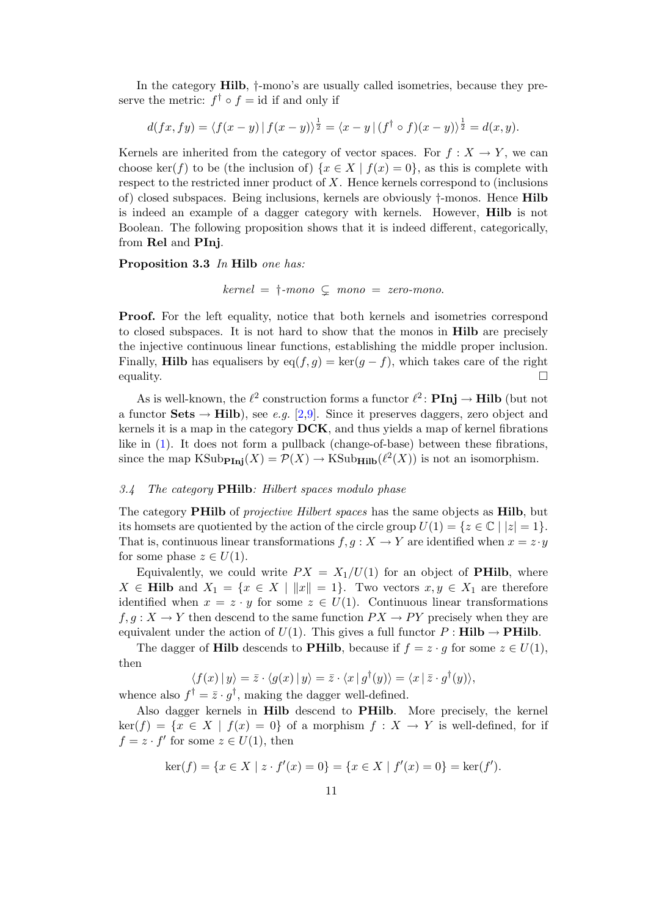In the category **Hilb**, †-mono's are usually called isometries, because they preserve the metric: $f^\dagger \circ f = \mathrm{id}$ if and only if

$$d(fx, fy) = \langle f(x-y) \,|\, f(x-y) \rangle^{\frac{1}{2}} = \langle x - y \,|\, (f^\dagger \circ f)(x-y) \rangle^{\frac{1}{2}} = d(x,y).$$

Kernels are inherited from the category of vector spaces. For $f : X \to Y$, we can choose $\ker(f)$ to be (the inclusion of) $\{x \in X \mid f(x) = 0\}$, as this is complete with respect to the restricted inner product of $X$. Hence kernels correspond to (inclusions of) closed subspaces. Being inclusions, kernels are obviously †-monos. Hence **Hilb** is indeed an example of a dagger category with kernels. However, **Hilb** is not Boolean. The following proposition shows that it is indeed different, categorically, from **Rel** and **PInj**.

**Proposition 3.3** *In* **Hilb** *one has:*

$$\textit{kernel} \;=\; \dagger\textit{-mono} \;\subsetneq\; \textit{mono} \;=\; \textit{zero-mono}.$$

**Proof.** For the left equality, notice that both kernels and isometries correspond to closed subspaces. It is not hard to show that the monos in **Hilb** are precisely the injective continuous linear functions, establishing the middle proper inclusion. Finally, **Hilb** has equalisers by $\mathrm{eq}(f,g) = \ker(g - f)$, which takes care of the right equality. □

As is well-known, the $\ell^2$ construction forms a functor $\ell^2 \colon \mathbf{PInj} \to \mathbf{Hilb}$ (but not a functor $\mathbf{Sets} \to \mathbf{Hilb}$), see *e.g.* [2,9]. Since it preserves daggers, zero object and kernels it is a map in the category **DCK**, and thus yields a map of kernel fibrations like in (1). It does not form a pullback (change-of-base) between these fibrations, since the map $\mathrm{KSub}_{\mathbf{PInj}}(X) = \mathcal{P}(X) \to \mathrm{KSub}_{\mathbf{Hilb}}(\ell^2(X))$ is not an isomorphism.

### *3.4 The category* **PHilb***: Hilbert spaces modulo phase*

The category **PHilb** of *projective Hilbert spaces* has the same objects as **Hilb**, but its homsets are quotiented by the action of the circle group $U(1) = \{z \in \mathbb{C} \mid |z| = 1\}$. That is, continuous linear transformations $f, g : X \to Y$ are identified when $x = z \cdot y$ for some phase $z \in U(1)$.

Equivalently, we could write $PX = X_1/U(1)$ for an object of **PHilb**, where $X \in \mathbf{Hilb}$ and $X_1 = \{x \in X \mid \|x\| = 1\}$. Two vectors $x, y \in X_1$ are therefore identified when $x = z \cdot y$ for some $z \in U(1)$. Continuous linear transformations $f, g : X \to Y$ then descend to the same function $PX \to PY$ precisely when they are equivalent under the action of $U(1)$. This gives a full functor $P : \mathbf{Hilb} \to \mathbf{PHilb}$.

The dagger of **Hilb** descends to **PHilb**, because if $f = z \cdot g$ for some $z \in U(1)$, then

$$\langle f(x) \,|\, y \rangle = \bar{z} \cdot \langle g(x) \,|\, y \rangle = \bar{z} \cdot \langle x \,|\, g^\dagger(y) \rangle = \langle x \,|\, \bar{z} \cdot g^\dagger(y) \rangle,$$

whence also $f^\dagger = \bar{z} \cdot g^\dagger$, making the dagger well-defined.

Also dagger kernels in **Hilb** descend to **PHilb**. More precisely, the kernel $\ker(f) = \{x \in X \mid f(x) = 0\}$ of a morphism $f : X \to Y$ is well-defined, for if $f = z \cdot f'$ for some $z \in U(1)$, then

$$\ker(f) = \{x \in X \mid z \cdot f'(x) = 0\} = \{x \in X \mid f'(x) = 0\} = \ker(f').$$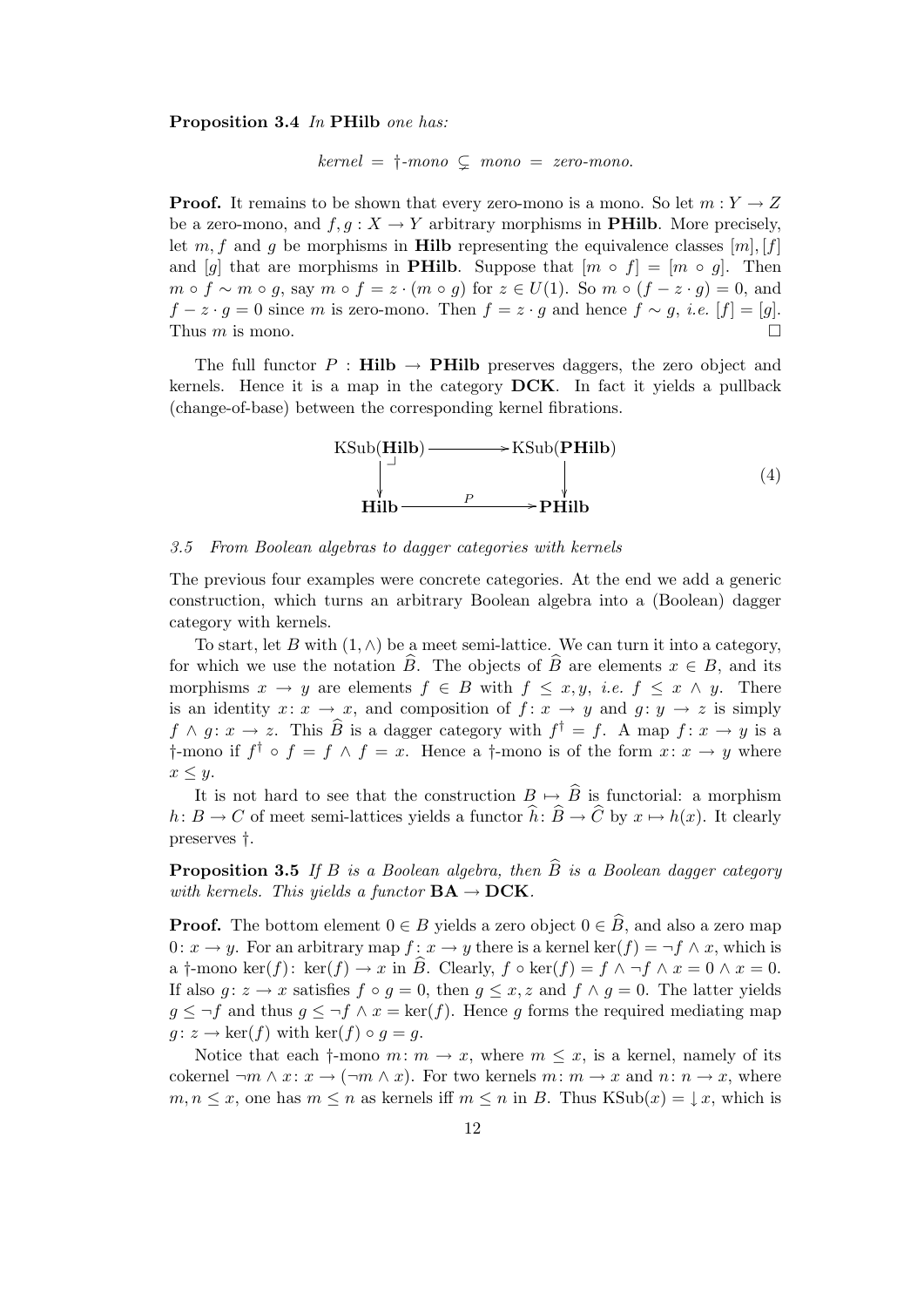**Proposition 3.4** *In* **PHilb** *one has:*

$$\textit{kernel} = \dagger\textit{-mono} \subsetneq \textit{mono} = \textit{zero-mono}.$$

**Proof.** It remains to be shown that every zero-mono is a mono. So let $m : Y \to Z$ be a zero-mono, and $f, g : X \to Y$ arbitrary morphisms in **PHilb**. More precisely, let $m, f$ and $g$ be morphisms in **Hilb** representing the equivalence classes $[m], [f]$ and $[g]$ that are morphisms in **PHilb**. Suppose that $[m \circ f] = [m \circ g]$. Then $m \circ f \sim m \circ g$, say $m \circ f = z \cdot (m \circ g)$ for $z \in U(1)$. So $m \circ (f - z \cdot g) = 0$, and $f - z \cdot g = 0$ since $m$ is zero-mono. Then $f = z \cdot g$ and hence $f \sim g$, *i.e.* $[f] = [g]$. Thus $m$ is mono. $\square$

The full functor $P : \mathbf{Hilb} \to \mathbf{PHilb}$ preserves daggers, the zero object and kernels. Hence it is a map in the category **DCK**. In fact it yields a pullback (change-of-base) between the corresponding kernel fibrations.

$$\begin{array}{ccc} \mathrm{KSub}(\mathbf{Hilb}) & \longrightarrow & \mathrm{KSub}(\mathbf{PHilb}) \\ \big\downarrow & \lrcorner & \big\downarrow \\ \mathbf{Hilb} & \xrightarrow{\quad P \quad} & \mathbf{PHilb} \end{array} \tag{4}$$

### *3.5 From Boolean algebras to dagger categories with kernels*

The previous four examples were concrete categories. At the end we add a generic construction, which turns an arbitrary Boolean algebra into a (Boolean) dagger category with kernels.

To start, let $B$ with $(1, \wedge)$ be a meet semi-lattice. We can turn it into a category, for which we use the notation $\widehat{B}$. The objects of $\widehat{B}$ are elements $x \in B$, and its morphisms $x \to y$ are elements $f \in B$ with $f \leq x, y$, *i.e.* $f \leq x \wedge y$. There is an identity $x : x \to x$, and composition of $f : x \to y$ and $g : y \to z$ is simply $f \wedge g : x \to z$. This $\widehat{B}$ is a dagger category with $f^\dagger = f$. A map $f : x \to y$ is a $\dagger$-mono if $f^\dagger \circ f = f \wedge f = x$. Hence a $\dagger$-mono is of the form $x : x \to y$ where $x \leq y$.

It is not hard to see that the construction $B \mapsto \widehat{B}$ is functorial: a morphism $h : B \to C$ of meet semi-lattices yields a functor $\widehat{h} : \widehat{B} \to \widehat{C}$ by $x \mapsto h(x)$. It clearly preserves $\dagger$.

**Proposition 3.5** *If $B$ is a Boolean algebra, then $\widehat{B}$ is a Boolean dagger category with kernels. This yields a functor* $\mathbf{BA} \to \mathbf{DCK}$.

**Proof.** The bottom element $0 \in B$ yields a zero object $0 \in \widehat{B}$, and also a zero map $0 : x \to y$. For an arbitrary map $f : x \to y$ there is a kernel $\ker(f) = \neg f \wedge x$, which is a $\dagger$-mono $\ker(f) : \ker(f) \to x$ in $\widehat{B}$. Clearly, $f \circ \ker(f) = f \wedge \neg f \wedge x = 0 \wedge x = 0$. If also $g : z \to x$ satisfies $f \circ g = 0$, then $g \leq x, z$ and $f \wedge g = 0$. The latter yields $g \leq \neg f$ and thus $g \leq \neg f \wedge x = \ker(f)$. Hence $g$ forms the required mediating map $g : z \to \ker(f)$ with $\ker(f) \circ g = g$.

Notice that each $\dagger$-mono $m : m \to x$, where $m \leq x$, is a kernel, namely of its cokernel $\neg m \wedge x : x \to (\neg m \wedge x)$. For two kernels $m : m \to x$ and $n : n \to x$, where $m, n \leq x$, one has $m \leq n$ as kernels iff $m \leq n$ in $B$. Thus $\mathrm{KSub}(x) = \downarrow x$, which is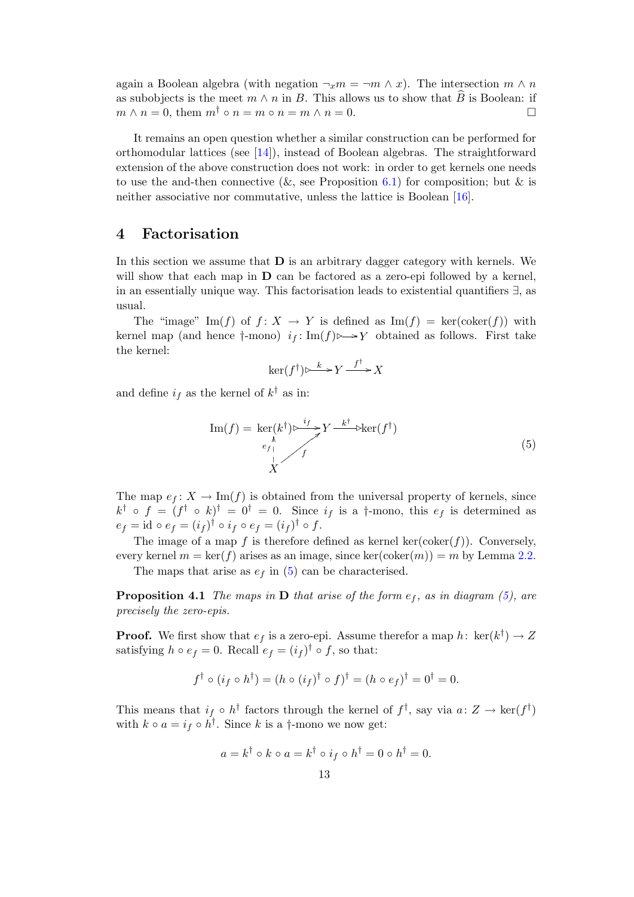again a Boolean algebra (with negation $\neg_x m = \neg m \wedge x$). The intersection $m \wedge n$ as subobjects is the meet $m \wedge n$ in $B$. This allows us to show that $\widehat{B}$ is Boolean: if $m \wedge n = 0$, them $m^\dagger \circ n = m \circ n = m \wedge n = 0$. □

It remains an open question whether a similar construction can be performed for orthomodular lattices (see [14]), instead of Boolean algebras. The straightforward extension of the above construction does not work: in order to get kernels one needs to use the and-then connective (&, see Proposition 6.1) for composition; but & is neither associative nor commutative, unless the lattice is Boolean [16].

## 4 Factorisation

In this section we assume that $\mathbf{D}$ is an arbitrary dagger category with kernels. We will show that each map in $\mathbf{D}$ can be factored as a zero-epi followed by a kernel, in an essentially unique way. This factorisation leads to existential quantifiers $\exists$, as usual.

The "image" $\mathrm{Im}(f)$ of $f\colon X \to Y$ is defined as $\mathrm{Im}(f) = \ker(\mathrm{coker}(f))$ with kernel map (and hence †-mono) $i_f\colon \mathrm{Im}(f) \rightarrowtail Y$ obtained as follows. First take the kernel:

$$\ker(f^\dagger) \xrightarrow{\;k\;} Y \xrightarrow{\;f^\dagger\;} X$$

and define $i_f$ as the kernel of $k^\dagger$ as in:

$$\begin{array}{ccccc} \mathrm{Im}(f) = \ker(k^\dagger) & \xrightarrow{\;i_f\;} & Y & \xrightarrow{\;k^\dagger\;} & \ker(f^\dagger) \\ {\scriptstyle e_f}\uparrow & \nearrow_{f} & & & \\ X & & & & \end{array} \qquad (5)$$

The map $e_f\colon X \to \mathrm{Im}(f)$ is obtained from the universal property of kernels, since $k^\dagger \circ f = (f^\dagger \circ k)^\dagger = 0^\dagger = 0$. Since $i_f$ is a †-mono, this $e_f$ is determined as $e_f = \mathrm{id} \circ e_f = (i_f)^\dagger \circ i_f \circ e_f = (i_f)^\dagger \circ f$.

The image of a map $f$ is therefore defined as kernel $\ker(\mathrm{coker}(f))$. Conversely, every kernel $m = \ker(f)$ arises as an image, since $\ker(\mathrm{coker}(m)) = m$ by Lemma 2.2.

The maps that arise as $e_f$ in (5) can be characterised.

**Proposition 4.1** *The maps in $\mathbf{D}$ that arise of the form $e_f$, as in diagram (5), are precisely the zero-epis.*

**Proof.** We first show that $e_f$ is a zero-epi. Assume therefor a map $h\colon \ker(k^\dagger) \to Z$ satisfying $h \circ e_f = 0$. Recall $e_f = (i_f)^\dagger \circ f$, so that:

$$f^\dagger \circ (i_f \circ h^\dagger) = (h \circ (i_f)^\dagger \circ f)^\dagger = (h \circ e_f)^\dagger = 0^\dagger = 0.$$

This means that $i_f \circ h^\dagger$ factors through the kernel of $f^\dagger$, say via $a\colon Z \to \ker(f^\dagger)$ with $k \circ a = i_f \circ h^\dagger$. Since $k$ is a †-mono we now get:

$$a = k^\dagger \circ k \circ a = k^\dagger \circ i_f \circ h^\dagger = 0 \circ h^\dagger = 0.$$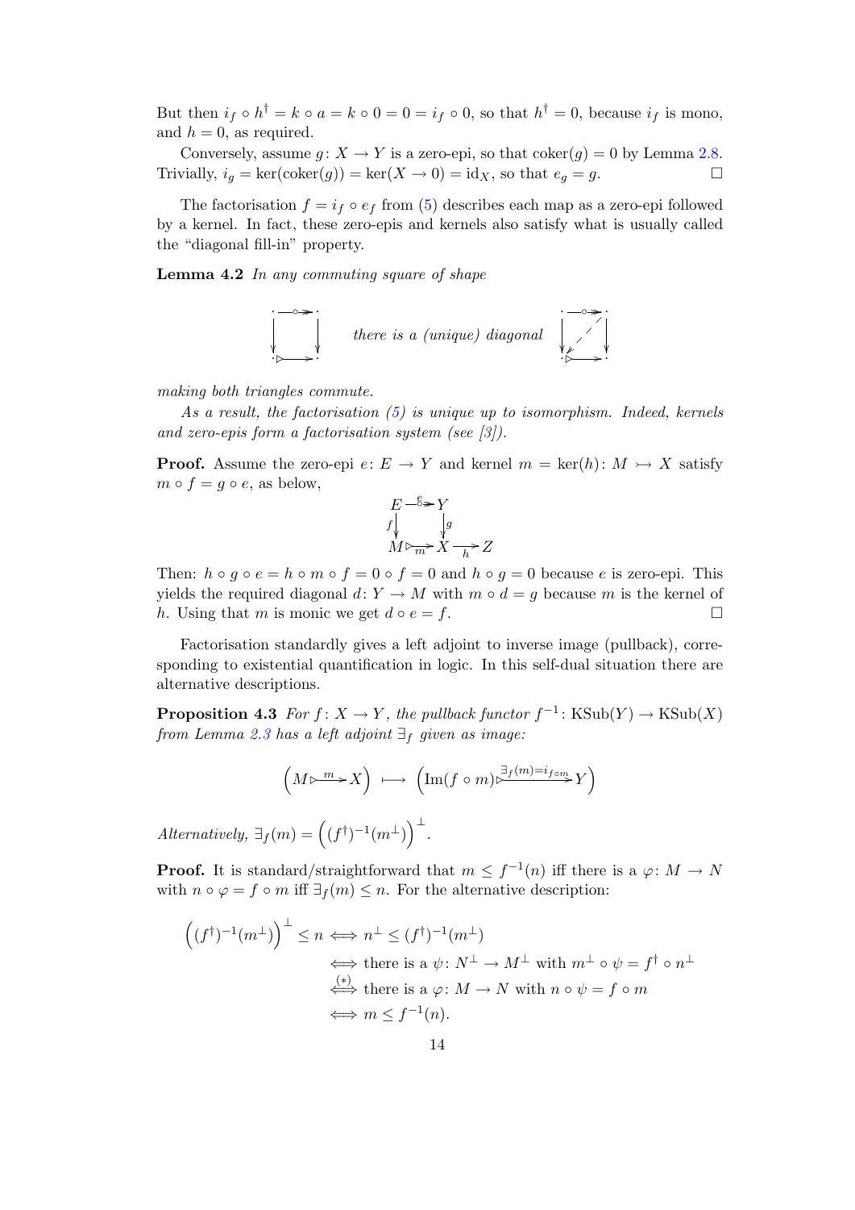But then $i_f \circ h^\dagger = k \circ a = k \circ 0 = 0 = i_f \circ 0$, so that $h^\dagger = 0$, because $i_f$ is mono, and $h = 0$, as required.

Conversely, assume $g\colon X \to Y$ is a zero-epi, so that $\mathrm{coker}(g) = 0$ by Lemma 2.8. Trivially, $i_g = \ker(\mathrm{coker}(g)) = \ker(X \to 0) = \mathrm{id}_X$, so that $e_g = g$. $\square$

The factorisation $f = i_f \circ e_f$ from (5) describes each map as a zero-epi followed by a kernel. In fact, these zero-epis and kernels also satisfy what is usually called the "diagonal fill-in" property.

**Lemma 4.2** *In any commuting square of shape*

$$\begin{array}{ccc} \cdot & \overset{\circ}{\twoheadrightarrow} & \cdot \\ \downarrow & & \downarrow \\ \cdot & \rightarrowtriangle & \cdot \end{array} \qquad \text{there is a (unique) diagonal} \qquad \begin{array}{ccc} \cdot & \overset{\circ}{\twoheadrightarrow} & \cdot \\ \downarrow & \swarrow & \downarrow \\ \cdot & \rightarrowtriangle & \cdot \end{array}$$

*making both triangles commute.*

*As a result, the factorisation (5) is unique up to isomorphism. Indeed, kernels and zero-epis form a factorisation system (see [3]).*

**Proof.** Assume the zero-epi $e\colon E \to Y$ and kernel $m = \ker(h)\colon M \rightarrowtail X$ satisfy $m \circ f = g \circ e$, as below,

$$\begin{array}{ccccc} E & \overset{e}{\twoheadrightarrow} & Y & & \\ {\scriptstyle f}\downarrow & & \downarrow{\scriptstyle g} & & \\ M & \underset{m}{\rightarrowtriangle} & X & \underset{h}{\longrightarrow} & Z \end{array}$$

Then: $h \circ g \circ e = h \circ m \circ f = 0 \circ f = 0$ and $h \circ g = 0$ because $e$ is zero-epi. This yields the required diagonal $d\colon Y \to M$ with $m \circ d = g$ because $m$ is the kernel of $h$. Using that $m$ is monic we get $d \circ e = f$. $\square$

Factorisation standardly gives a left adjoint to inverse image (pullback), corresponding to existential quantification in logic. In this self-dual situation there are alternative descriptions.

**Proposition 4.3** *For $f\colon X \to Y$, the pullback functor $f^{-1}\colon \mathrm{KSub}(Y) \to \mathrm{KSub}(X)$ from Lemma 2.3 has a left adjoint $\exists_f$ given as image:*

$$\Big(M \overset{m}{\rightarrowtriangle} X\Big) \longmapsto \Big(\mathrm{Im}(f \circ m) \overset{\exists_f(m) = i_{f \circ m}}{\rightarrowtriangle} Y\Big)$$

*Alternatively,* $\exists_f(m) = \Big((f^\dagger)^{-1}(m^\perp)\Big)^\perp$.

**Proof.** It is standard/straightforward that $m \leq f^{-1}(n)$ iff there is a $\varphi\colon M \to N$ with $n \circ \varphi = f \circ m$ iff $\exists_f(m) \leq n$. For the alternative description:

$$\begin{aligned}
\Big((f^\dagger)^{-1}(m^\perp)\Big)^\perp \leq n &\iff n^\perp \leq (f^\dagger)^{-1}(m^\perp) \\
&\iff \text{there is a } \psi\colon N^\perp \to M^\perp \text{ with } m^\perp \circ \psi = f^\dagger \circ n^\perp \\
&\overset{(*)}{\iff} \text{there is a } \varphi\colon M \to N \text{ with } n \circ \psi = f \circ m \\
&\iff m \leq f^{-1}(n).
\end{aligned}$$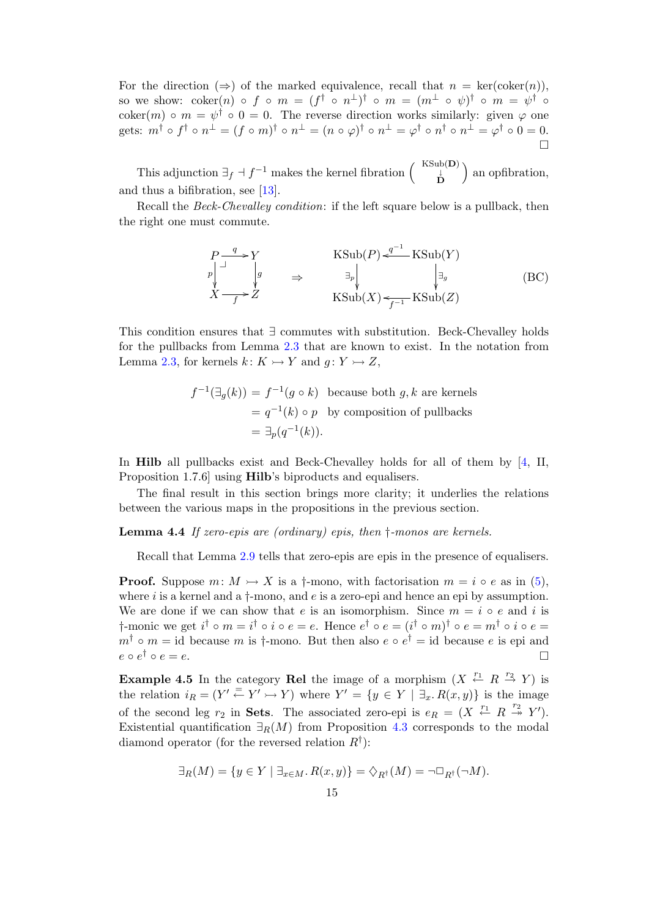For the direction ($\Rightarrow$) of the marked equivalence, recall that $n = \ker(\mathrm{coker}(n))$, so we show: $\mathrm{coker}(n) \circ f \circ m = (f^\dagger \circ n^\perp)^\dagger \circ m = (m^\perp \circ \psi)^\dagger \circ m = \psi^\dagger \circ \mathrm{coker}(m) \circ m = \psi^\dagger \circ 0 = 0$. The reverse direction works similarly: given $\varphi$ one gets: $m^\dagger \circ f^\dagger \circ n^\perp = (f \circ m)^\dagger \circ n^\perp = (n \circ \varphi)^\dagger \circ n^\perp = \varphi^\dagger \circ n^\dagger \circ n^\perp = \varphi^\dagger \circ 0 = 0$. □

This adjunction $\exists_f \dashv f^{-1}$ makes the kernel fibration $\left(\begin{smallmatrix}\mathrm{KSub}(\mathbf{D})\\ \downarrow \\ \mathbf{D}\end{smallmatrix}\right)$ an opfibration, and thus a bifibration, see [13].

Recall the *Beck-Chevalley condition*: if the left square below is a pullback, then the right one must commute.

$$\begin{array}{ccc} P & \xrightarrow{q} & Y \\ {\scriptstyle p}\downarrow & \lrcorner & \downarrow{\scriptstyle g} \\ X & \xrightarrow[f]{} & Z \end{array} \qquad \Rightarrow \qquad \begin{array}{ccc} \mathrm{KSub}(P) & \xleftarrow{q^{-1}} & \mathrm{KSub}(Y) \\ {\scriptstyle \exists_p}\downarrow & & \downarrow{\scriptstyle \exists_g} \\ \mathrm{KSub}(X) & \xleftarrow[f^{-1}]{} & \mathrm{KSub}(Z) \end{array} \qquad \text{(BC)}$$

This condition ensures that $\exists$ commutes with substitution. Beck-Chevalley holds for the pullbacks from Lemma 2.3 that are known to exist. In the notation from Lemma 2.3, for kernels $k\colon K \rightarrowtail Y$ and $g\colon Y \rightarrowtail Z$,

$$\begin{aligned} f^{-1}(\exists_g(k)) &= f^{-1}(g \circ k) && \text{because both } g, k \text{ are kernels} \\ &= q^{-1}(k) \circ p && \text{by composition of pullbacks} \\ &= \exists_p(q^{-1}(k)). \end{aligned}$$

In **Hilb** all pullbacks exist and Beck-Chevalley holds for all of them by [4, II, Proposition 1.7.6] using **Hilb**'s biproducts and equalisers.

The final result in this section brings more clarity; it underlies the relations between the various maps in the propositions in the previous section.

**Lemma 4.4** *If zero-epis are (ordinary) epis, then †-monos are kernels.*

Recall that Lemma 2.9 tells that zero-epis are epis in the presence of equalisers.

**Proof.** Suppose $m\colon M \rightarrowtail X$ is a †-mono, with factorisation $m = i \circ e$ as in (5), where $i$ is a kernel and a †-mono, and $e$ is a zero-epi and hence an epi by assumption. We are done if we can show that $e$ is an isomorphism. Since $m = i \circ e$ and $i$ is †-monic we get $i^\dagger \circ m = i^\dagger \circ i \circ e = e$. Hence $e^\dagger \circ e = (i^\dagger \circ m)^\dagger \circ e = m^\dagger \circ i \circ e = m^\dagger \circ m = \mathrm{id}$ because $m$ is †-mono. But then also $e \circ e^\dagger = \mathrm{id}$ because $e$ is epi and $e \circ e^\dagger \circ e = e$. □

**Example 4.5** In the category **Rel** the image of a morphism $(X \overset{r_1}{\leftarrow} R \overset{r_2}{\rightarrow} Y)$ is the relation $i_R = (Y' \overset{=}{\leftarrow} Y' \rightarrowtail Y)$ where $Y' = \{y \in Y \mid \exists_x.\, R(x,y)\}$ is the image of the second leg $r_2$ in **Sets**. The associated zero-epi is $e_R = (X \overset{r_1}{\leftarrow} R \overset{r_2}{\twoheadrightarrow} Y')$. Existential quantification $\exists_R(M)$ from Proposition 4.3 corresponds to the modal diamond operator (for the reversed relation $R^\dagger$):

$$\exists_R(M) = \{y \in Y \mid \exists_{x \in M}.\, R(x,y)\} = \Diamond_{R^\dagger}(M) = \neg\Box_{R^\dagger}(\neg M).$$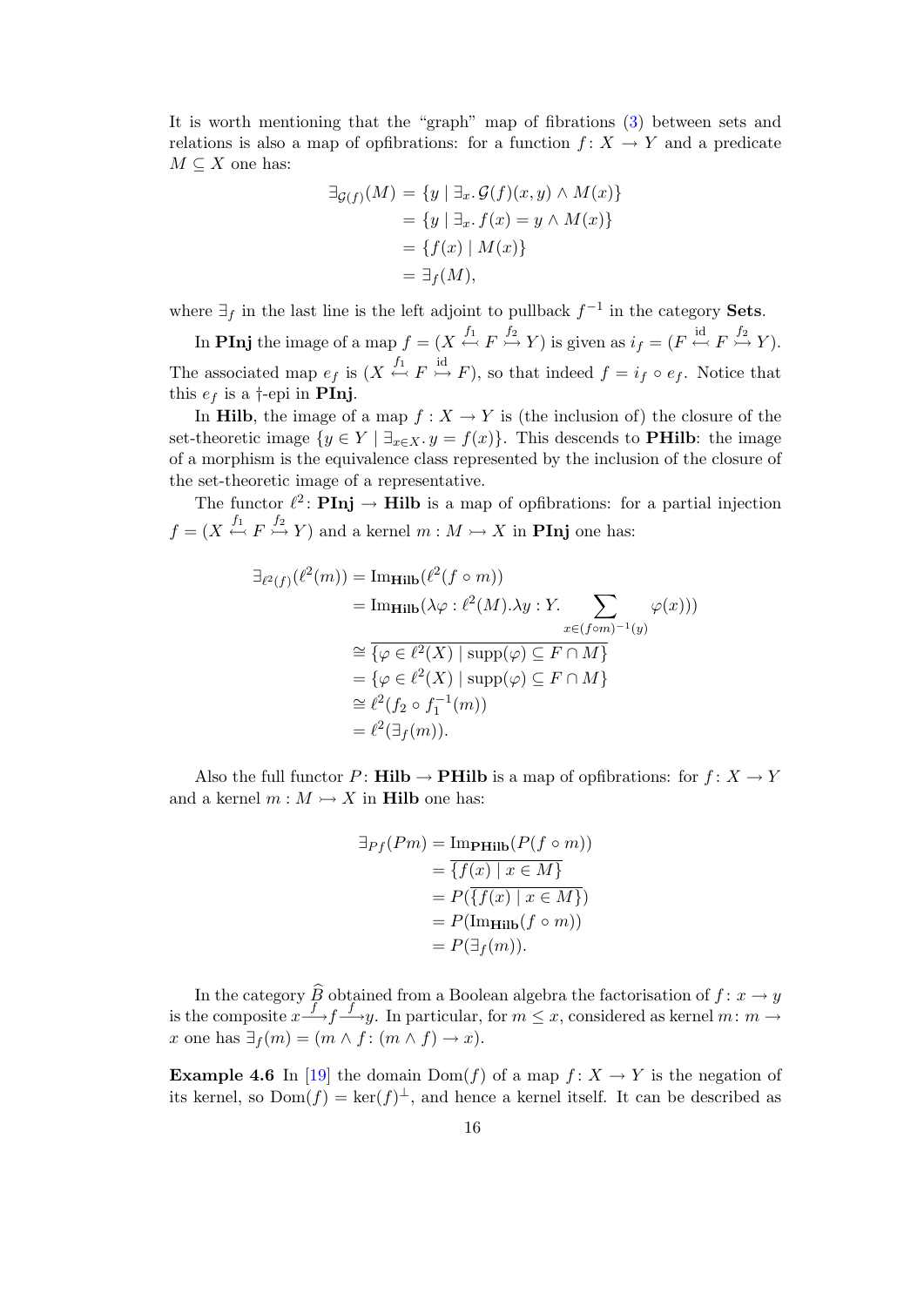It is worth mentioning that the "graph" map of fibrations (3) between sets and relations is also a map of opfibrations: for a function $f\colon X \to Y$ and a predicate $M \subseteq X$ one has:

$$
\begin{aligned}
\exists_{\mathcal{G}(f)}(M) &= \{y \mid \exists_x.\, \mathcal{G}(f)(x,y) \wedge M(x)\} \\
&= \{y \mid \exists_x.\, f(x) = y \wedge M(x)\} \\
&= \{f(x) \mid M(x)\} \\
&= \exists_f(M),
\end{aligned}
$$

where $\exists_f$ in the last line is the left adjoint to pullback $f^{-1}$ in the category **Sets**.

In **PInj** the image of a map $f = (X \overset{f_1}{\hookleftarrow} F \overset{f_2}{\rightarrowtail} Y)$ is given as $i_f = (F \overset{\mathrm{id}}{\hookleftarrow} F \overset{f_2}{\rightarrowtail} Y)$. The associated map $e_f$ is $(X \overset{f_1}{\hookleftarrow} F \overset{\mathrm{id}}{\rightarrowtail} F)$, so that indeed $f = i_f \circ e_f$. Notice that this $e_f$ is a †-epi in **PInj**.

In **Hilb**, the image of a map $f\colon X \to Y$ is (the inclusion of) the closure of the set-theoretic image $\{y \in Y \mid \exists_{x \in X}.\, y = f(x)\}$. This descends to **PHilb**: the image of a morphism is the equivalence class represented by the inclusion of the closure of the set-theoretic image of a representative.

The functor $\ell^2\colon \mathbf{PInj} \to \mathbf{Hilb}$ is a map of opfibrations: for a partial injection $f = (X \overset{f_1}{\hookleftarrow} F \overset{f_2}{\rightarrowtail} Y)$ and a kernel $m : M \rightarrowtail X$ in **PInj** one has:

$$
\begin{aligned}
\exists_{\ell^2(f)}(\ell^2(m)) &= \mathrm{Im}_{\mathbf{Hilb}}(\ell^2(f \circ m)) \\
&= \mathrm{Im}_{\mathbf{Hilb}}(\lambda\varphi : \ell^2(M).\lambda y : Y.\, \sum_{x \in (f \circ m)^{-1}(y)} \varphi(x))) \\
&\cong \overline{\{\varphi \in \ell^2(X) \mid \mathrm{supp}(\varphi) \subseteq F \cap M\}} \\
&= \{\varphi \in \ell^2(X) \mid \mathrm{supp}(\varphi) \subseteq F \cap M\} \\
&\cong \ell^2(f_2 \circ f_1^{-1}(m)) \\
&= \ell^2(\exists_f(m)).
\end{aligned}
$$

Also the full functor $P\colon \mathbf{Hilb} \to \mathbf{PHilb}$ is a map of opfibrations: for $f\colon X \to Y$ and a kernel $m : M \rightarrowtail X$ in **Hilb** one has:

$$
\begin{aligned}
\exists_{Pf}(Pm) &= \mathrm{Im}_{\mathbf{PHilb}}(P(f \circ m)) \\
&= \overline{\{f(x) \mid x \in M\}} \\
&= P(\overline{\{f(x) \mid x \in M\}}) \\
&= P(\mathrm{Im}_{\mathbf{Hilb}}(f \circ m)) \\
&= P(\exists_f(m)).
\end{aligned}
$$

In the category $\widehat{B}$ obtained from a Boolean algebra the factorisation of $f\colon x \to y$ is the composite $x \xrightarrow{f} f \xrightarrow{f} y$. In particular, for $m \leq x$, considered as kernel $m\colon m \to x$ one has $\exists_f(m) = (m \wedge f : (m \wedge f) \to x)$.

**Example 4.6** In [19] the domain $\mathrm{Dom}(f)$ of a map $f\colon X \to Y$ is the negation of its kernel, so $\mathrm{Dom}(f) = \ker(f)^{\perp}$, and hence a kernel itself. It can be described as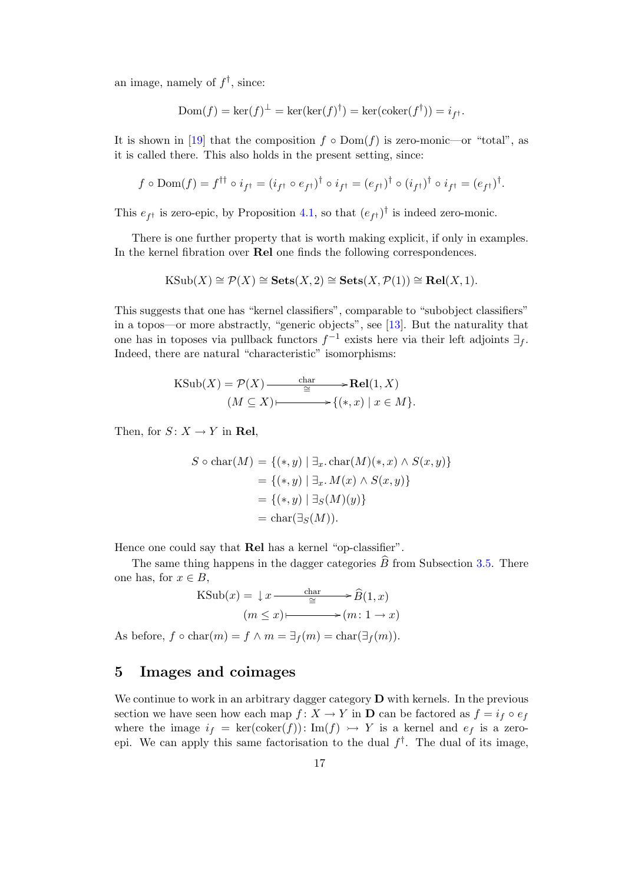an image, namely of $f^\dagger$, since:

$$\mathrm{Dom}(f) = \ker(f)^\perp = \ker(\ker(f)^\dagger) = \ker(\mathrm{coker}(f^\dagger)) = i_{f^\dagger}.$$

It is shown in [19] that the composition $f \circ \mathrm{Dom}(f)$ is zero-monic—or "total", as it is called there. This also holds in the present setting, since:

$$f \circ \mathrm{Dom}(f) = f^{\dagger\dagger} \circ i_{f^\dagger} = (i_{f^\dagger} \circ e_{f^\dagger})^\dagger \circ i_{f^\dagger} = (e_{f^\dagger})^\dagger \circ (i_{f^\dagger})^\dagger \circ i_{f^\dagger} = (e_{f^\dagger})^\dagger.$$

This $e_{f^\dagger}$ is zero-epic, by Proposition 4.1, so that $(e_{f^\dagger})^\dagger$ is indeed zero-monic.

There is one further property that is worth making explicit, if only in examples. In the kernel fibration over **Rel** one finds the following correspondences.

$$\mathrm{KSub}(X) \cong \mathcal{P}(X) \cong \mathbf{Sets}(X, 2) \cong \mathbf{Sets}(X, \mathcal{P}(1)) \cong \mathbf{Rel}(X, 1).$$

This suggests that one has "kernel classifiers", comparable to "subobject classifiers" in a topos—or more abstractly, "generic objects", see [13]. But the naturality that one has in toposes via pullback functors $f^{-1}$ exists here via their left adjoints $\exists_f$. Indeed, there are natural "characteristic" isomorphisms:

$$\begin{array}{rcl} \mathrm{KSub}(X) = \mathcal{P}(X) & \xrightarrow[\cong]{\text{char}} & \mathbf{Rel}(1, X) \\ (M \subseteq X) & \longmapsto & \{(*, x) \mid x \in M\}. \end{array}$$

Then, for $S\colon X \to Y$ in **Rel**,

$$\begin{aligned} S \circ \mathrm{char}(M) &= \{(*, y) \mid \exists_x.\, \mathrm{char}(M)(*, x) \wedge S(x, y)\} \\ &= \{(*, y) \mid \exists_x.\, M(x) \wedge S(x, y)\} \\ &= \{(*, y) \mid \exists_S(M)(y)\} \\ &= \mathrm{char}(\exists_S(M)). \end{aligned}$$

Hence one could say that **Rel** has a kernel "op-classifier".

The same thing happens in the dagger categories $\widehat{B}$ from Subsection 3.5. There one has, for $x \in B$,

$$\begin{array}{rcl} \mathrm{KSub}(x) = {\downarrow} x & \xrightarrow[\cong]{\text{char}} & \widehat{B}(1, x) \\ (m \le x) & \longmapsto & (m\colon 1 \to x) \end{array}$$

As before, $f \circ \mathrm{char}(m) = f \wedge m = \exists_f(m) = \mathrm{char}(\exists_f(m))$.

## 5 Images and coimages

We continue to work in an arbitrary dagger category **D** with kernels. In the previous section we have seen how each map $f\colon X \to Y$ in **D** can be factored as $f = i_f \circ e_f$ where the image $i_f = \ker(\mathrm{coker}(f))\colon \mathrm{Im}(f) \rightarrowtail Y$ is a kernel and $e_f$ is a zero-epi. We can apply this same factorisation to the dual $f^\dagger$. The dual of its image,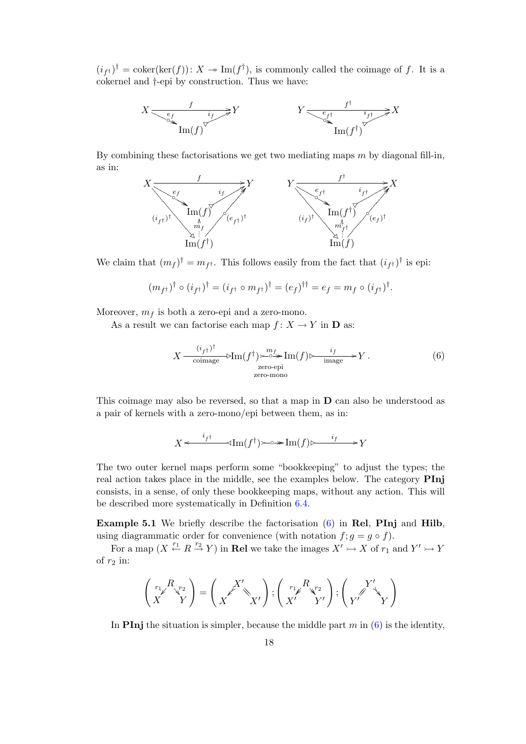$(i_{f^\dagger})^\dagger = \mathrm{coker}(\ker(f))\colon X \twoheadrightarrow \mathrm{Im}(f^\dagger)$, is commonly called the coimage of $f$. It is a cokernel and †-epi by construction. Thus we have:

$$
\begin{array}{ccc}
X \xrightarrow{\quad f \quad} Y & \qquad & Y \xrightarrow{\quad f^\dagger \quad} X \\
e_f \searrow \quad \nearrow i_f & & e_{f^\dagger} \searrow \quad \nearrow i_{f^\dagger} \\
\mathrm{Im}(f) & & \mathrm{Im}(f^\dagger)
\end{array}
$$

By combining these factorisations we get two mediating maps $m$ by diagonal fill-in, as in:

$$
\begin{array}{ccc}
X \xrightarrow{\quad f \quad} Y & \qquad & Y \xrightarrow{\quad f^\dagger \quad} X \\
e_f \searrow \quad \nearrow i_f & & e_{f^\dagger} \searrow \quad \nearrow i_{f^\dagger} \\
\mathrm{Im}(f) & & \mathrm{Im}(f^\dagger) \\
(i_{f^\dagger})^\dagger \searrow \quad \uparrow m_f \quad \nearrow (e_{f^\dagger})^\dagger & & (i_f)^\dagger \searrow \quad \uparrow m_{f^\dagger} \quad \nearrow (e_f)^\dagger \\
\mathrm{Im}(f^\dagger) & & \mathrm{Im}(f)
\end{array}
$$

We claim that $(m_f)^\dagger = m_{f^\dagger}$. This follows easily from the fact that $(i_{f^\dagger})^\dagger$ is epi:

$$
(m_{f^\dagger})^\dagger \circ (i_{f^\dagger})^\dagger = (i_{f^\dagger} \circ m_{f^\dagger})^\dagger = (e_f)^{\dagger\dagger} = e_f = m_f \circ (i_{f^\dagger})^\dagger.
$$

Moreover, $m_f$ is both a zero-epi and a zero-mono.

As a result we can factorise each map $f\colon X \to Y$ in **D** as:

$$
X \xrightarrow[\text{coimage}]{(i_{f^\dagger})^\dagger} \mathrm{Im}(f^\dagger) \underset{\substack{\text{zero-epi} \\ \text{zero-mono}}}{\xrightarrow{m_f}} \mathrm{Im}(f) \xrightarrow[\text{image}]{i_f} Y\,. \tag{6}
$$

This coimage may also be reversed, so that a map in **D** can also be understood as a pair of kernels with a zero-mono/epi between them, as in:

$$
X \xleftarrow{\quad i_{f^\dagger} \quad} \mathrm{Im}(f^\dagger) \rightarrowtail\!\!\circ\!\!\twoheadrightarrow \mathrm{Im}(f) \xrightarrow{\quad i_f \quad} Y
$$

The two outer kernel maps perform some "bookkeeping" to adjust the types; the real action takes place in the middle, see the examples below. The category **PInj** consists, in a sense, of only these bookkeeping maps, without any action. This will be described more systematically in Definition 6.4.

**Example 5.1** We briefly describe the factorisation (6) in **Rel**, **PInj** and **Hilb**, using diagrammatic order for convenience (with notation $f; g = g \circ f$).

For a map $(X \overset{r_1}{\leftarrow} R \overset{r_2}{\rightarrow} Y)$ in **Rel** we take the images $X' \rightarrowtail X$ of $r_1$ and $Y' \rightarrowtail Y$ of $r_2$ in:

$$
\left( \begin{array}{c} R \\ {}^{r_1}\swarrow \quad \searrow^{r_2} \\ X \qquad Y \end{array} \right) = \left( \begin{array}{c} X' \\ \swarrow \quad \searrow \\ X \qquad X' \end{array} \right) ; \left( \begin{array}{c} R \\ {}^{r_1}\swarrow \quad \searrow^{r_2} \\ X' \qquad Y' \end{array} \right) ; \left( \begin{array}{c} Y' \\ \swarrow \quad \searrow \\ Y' \qquad Y \end{array} \right)
$$

In **PInj** the situation is simpler, because the middle part $m$ in (6) is the identity,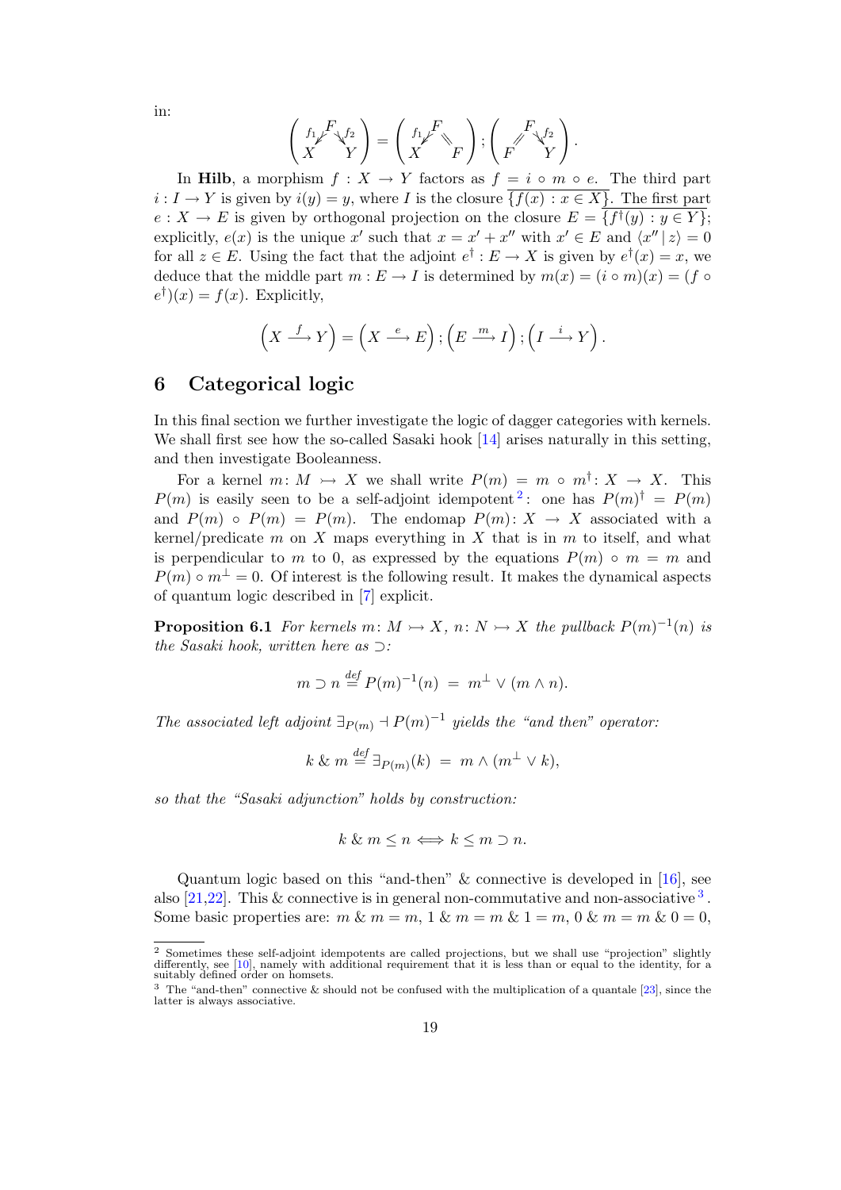in:

$$\left(\begin{smallmatrix} & F & \\ f_1\swarrow & & \searrow f_2 \\ X & & Y \end{smallmatrix}\right) = \left(\begin{smallmatrix} & F & \\ f_1\swarrow & & \searrow\!\!\searrow \\ X & & F \end{smallmatrix}\right) ; \left(\begin{smallmatrix} & F & \\ \swarrow\!\!\swarrow & & \searrow f_2 \\ F & & Y \end{smallmatrix}\right).$$

In **Hilb**, a morphism $f : X \to Y$ factors as $f = i \circ m \circ e$. The third part $i : I \to Y$ is given by $i(y) = y$, where $I$ is the closure $\overline{\{f(x) : x \in X\}}$. The first part $e : X \to E$ is given by orthogonal projection on the closure $E = \overline{\{f^\dagger(y) : y \in Y\}}$; explicitly, $e(x)$ is the unique $x'$ such that $x = x' + x''$ with $x' \in E$ and $\langle x'' \,|\, z\rangle = 0$ for all $z \in E$. Using the fact that the adjoint $e^\dagger : E \to X$ is given by $e^\dagger(x) = x$, we deduce that the middle part $m : E \to I$ is determined by $m(x) = (i \circ m)(x) = (f \circ e^\dagger)(x) = f(x)$. Explicitly,

$$\left(X \xrightarrow{\;f\;} Y\right) = \left(X \xrightarrow{\;e\;} E\right) ; \left(E \xrightarrow{\;m\;} I\right) ; \left(I \xrightarrow{\;i\;} Y\right).$$

## 6 Categorical logic

In this final section we further investigate the logic of dagger categories with kernels. We shall first see how the so-called Sasaki hook [14] arises naturally in this setting, and then investigate Booleanness.

For a kernel $m\colon M \rightarrowtail X$ we shall write $P(m) = m \circ m^\dagger \colon X \to X$. This $P(m)$ is easily seen to be a self-adjoint idempotent [2]: one has $P(m)^\dagger = P(m)$ and $P(m) \circ P(m) = P(m)$. The endomap $P(m)\colon X \to X$ associated with a kernel/predicate $m$ on $X$ maps everything in $X$ that is in $m$ to itself, and what is perpendicular to $m$ to 0, as expressed by the equations $P(m) \circ m = m$ and $P(m) \circ m^\perp = 0$. Of interest is the following result. It makes the dynamical aspects of quantum logic described in [7] explicit.

**Proposition 6.1** *For kernels $m\colon M \rightarrowtail X$, $n\colon N \rightarrowtail X$ the pullback $P(m)^{-1}(n)$ is the Sasaki hook, written here as $\supset$:*

$$m \supset n \stackrel{def}{=} P(m)^{-1}(n) \;=\; m^\perp \vee (m \wedge n).$$

*The associated left adjoint $\exists_{P(m)} \dashv P(m)^{-1}$ yields the "and then" operator:*

$$k \;\&\; m \stackrel{def}{=} \exists_{P(m)}(k) \;=\; m \wedge (m^\perp \vee k),$$

*so that the "Sasaki adjunction" holds by construction:*

$$k \;\&\; m \leq n \iff k \leq m \supset n.$$

Quantum logic based on this "and-then" & connective is developed in [16], see also [21,22]. This & connective is in general non-commutative and non-associative [3]. Some basic properties are: $m \,\&\, m = m$, $1 \,\&\, m = m \,\&\, 1 = m$, $0 \,\&\, m = m \,\&\, 0 = 0$,

---

[2] Sometimes these self-adjoint idempotents are called projections, but we shall use "projection" slightly differently, see [10], namely with additional requirement that it is less than or equal to the identity, for a suitably defined order on homsets.

[3] The "and-then" connective & should not be confused with the multiplication of a quantale [23], since the latter is always associative.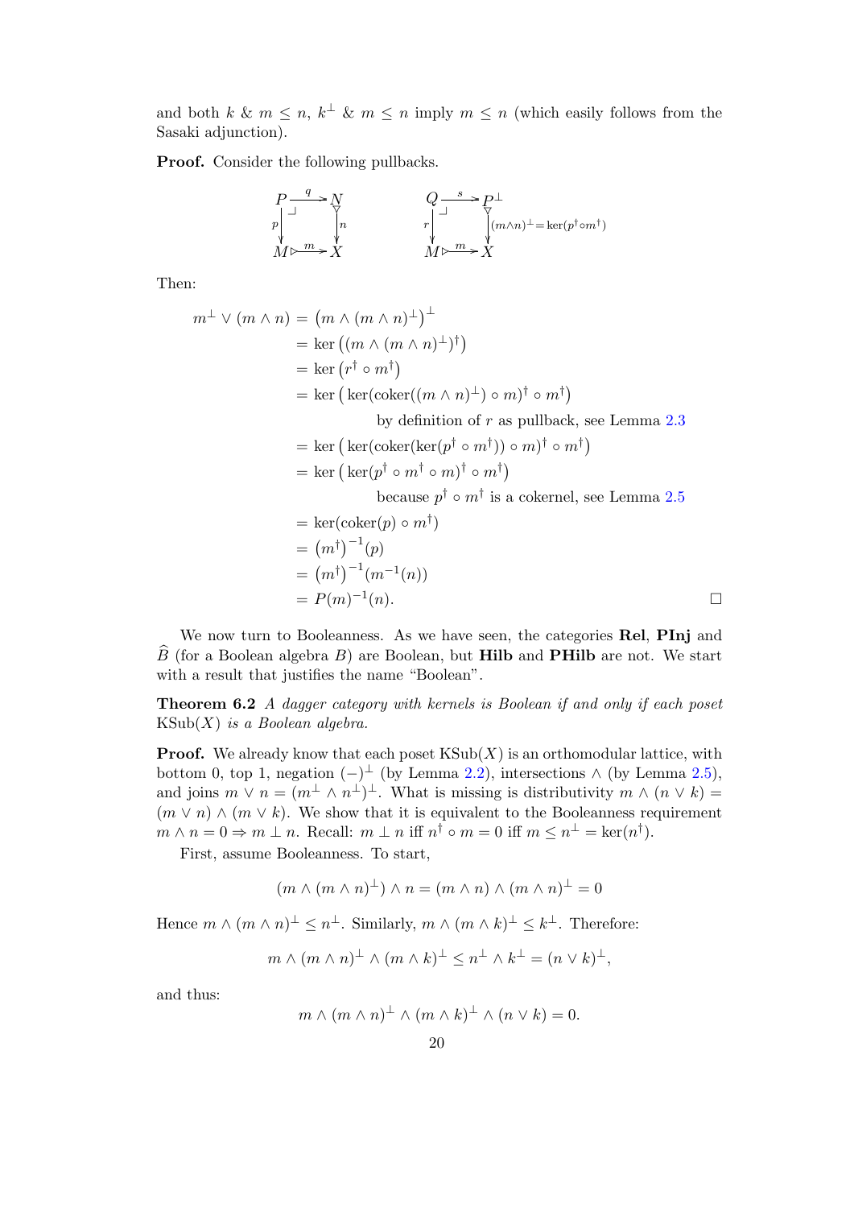and both $k$ & $m \leq n$, $k^\perp$ & $m \leq n$ imply $m \leq n$ (which easily follows from the Sasaki adjunction).

**Proof.** Consider the following pullbacks.

$$
\begin{array}{ccc}
P & \xrightarrow{q} & N \\
{\scriptstyle p}\downarrow & \lrcorner & \downarrow{\scriptstyle n} \\
M & \xrightarrow{m} & X
\end{array}
\qquad\qquad
\begin{array}{ccc}
Q & \xrightarrow{s} & P^\perp \\
{\scriptstyle r}\downarrow & \lrcorner & \downarrow{\scriptstyle (m\wedge n)^\perp = \ker(p^\dagger \circ m^\dagger)} \\
M & \xrightarrow{m} & X
\end{array}
$$

Then:

$$
\begin{aligned}
m^\perp \vee (m \wedge n) &= \big(m \wedge (m \wedge n)^\perp\big)^\perp \\
&= \ker\big((m \wedge (m \wedge n)^\perp)^\dagger\big) \\
&= \ker\big(r^\dagger \circ m^\dagger\big) \\
&= \ker\big(\ker(\mathrm{coker}((m \wedge n)^\perp) \circ m)^\dagger \circ m^\dagger\big) \\
&\qquad\qquad \text{by definition of } r \text{ as pullback, see Lemma 2.3} \\
&= \ker\big(\ker(\mathrm{coker}(\ker(p^\dagger \circ m^\dagger)) \circ m)^\dagger \circ m^\dagger\big) \\
&= \ker\big(\ker(p^\dagger \circ m^\dagger \circ m)^\dagger \circ m^\dagger\big) \\
&\qquad\qquad \text{because } p^\dagger \circ m^\dagger \text{ is a cokernel, see Lemma 2.5} \\
&= \ker(\mathrm{coker}(p) \circ m^\dagger) \\
&= \big(m^\dagger\big)^{-1}(p) \\
&= \big(m^\dagger\big)^{-1}(m^{-1}(n)) \\
&= P(m)^{-1}(n).
\end{aligned}
$$

$\square$

We now turn to Booleanness. As we have seen, the categories **Rel**, **PInj** and $\widehat{B}$ (for a Boolean algebra $B$) are Boolean, but **Hilb** and **PHilb** are not. We start with a result that justifies the name "Boolean".

**Theorem 6.2** *A dagger category with kernels is Boolean if and only if each poset* $\mathrm{KSub}(X)$ *is a Boolean algebra.*

**Proof.** We already know that each poset $\mathrm{KSub}(X)$ is an orthomodular lattice, with bottom 0, top 1, negation $(-)^\perp$ (by Lemma 2.2), intersections $\wedge$ (by Lemma 2.5), and joins $m \vee n = (m^\perp \wedge n^\perp)^\perp$. What is missing is distributivity $m \wedge (n \vee k) = (m \vee n) \wedge (m \vee k)$. We show that it is equivalent to the Booleanness requirement $m \wedge n = 0 \Rightarrow m \perp n$. Recall: $m \perp n$ iff $n^\dagger \circ m = 0$ iff $m \leq n^\perp = \ker(n^\dagger)$.

First, assume Booleanness. To start,

$$(m \wedge (m \wedge n)^\perp) \wedge n = (m \wedge n) \wedge (m \wedge n)^\perp = 0$$

Hence $m \wedge (m \wedge n)^\perp \leq n^\perp$. Similarly, $m \wedge (m \wedge k)^\perp \leq k^\perp$. Therefore:

$$m \wedge (m \wedge n)^\perp \wedge (m \wedge k)^\perp \leq n^\perp \wedge k^\perp = (n \vee k)^\perp,$$

and thus:

$$m \wedge (m \wedge n)^\perp \wedge (m \wedge k)^\perp \wedge (n \vee k) = 0.$$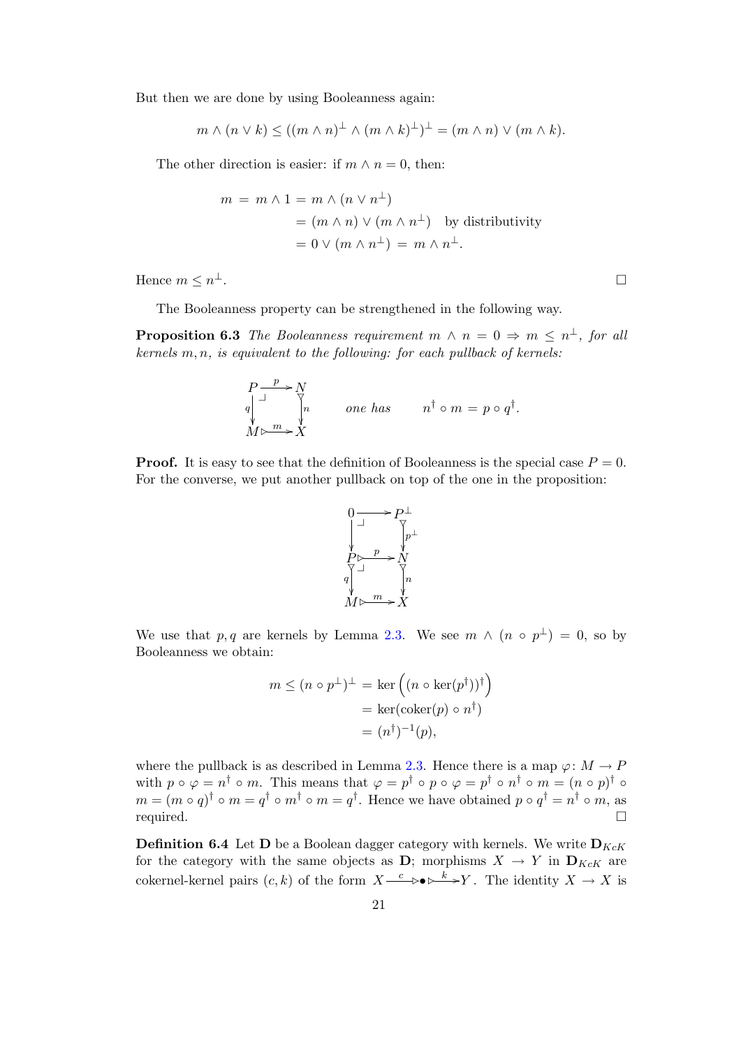But then we are done by using Booleanness again:

$$m \wedge (n \vee k) \leq ((m \wedge n)^{\perp} \wedge (m \wedge k)^{\perp})^{\perp} = (m \wedge n) \vee (m \wedge k).$$

The other direction is easier: if $m \wedge n = 0$, then:

$$\begin{aligned}
m \;=\; m \wedge 1 &= m \wedge (n \vee n^{\perp}) \\
&= (m \wedge n) \vee (m \wedge n^{\perp}) \quad \text{by distributivity} \\
&= 0 \vee (m \wedge n^{\perp}) \;=\; m \wedge n^{\perp}.
\end{aligned}$$

Hence $m \leq n^{\perp}$. □

The Booleanness property can be strengthened in the following way.

**Proposition 6.3** *The Booleanness requirement $m \wedge n = 0 \Rightarrow m \leq n^{\perp}$, for all kernels $m, n$, is equivalent to the following: for each pullback of kernels:*

$$\begin{array}{ccc}
P & \xrightarrow{p} & N \\
{\scriptstyle q}\downarrow & \lrcorner & \downarrow{\scriptstyle n} \\
M & \xrightarrow{m} & X
\end{array} \qquad \textit{one has} \qquad n^{\dagger} \circ m = p \circ q^{\dagger}.$$

**Proof.** It is easy to see that the definition of Booleanness is the special case $P = 0$. For the converse, we put another pullback on top of the one in the proposition:

$$\begin{array}{ccc}
0 & \longrightarrow & P^{\perp} \\
\downarrow & \lrcorner & \downarrow{\scriptstyle p^{\perp}} \\
P & \xrightarrow{p} & N \\
{\scriptstyle q}\downarrow & \lrcorner & \downarrow{\scriptstyle n} \\
M & \xrightarrow{m} & X
\end{array}$$

We use that $p, q$ are kernels by Lemma 2.3. We see $m \wedge (n \circ p^{\perp}) = 0$, so by Booleanness we obtain:

$$\begin{aligned}
m \leq (n \circ p^{\perp})^{\perp} &= \ker\Big((n \circ \ker(p^{\dagger}))^{\dagger}\Big) \\
&= \ker(\text{coker}(p) \circ n^{\dagger}) \\
&= (n^{\dagger})^{-1}(p),
\end{aligned}$$

where the pullback is as described in Lemma 2.3. Hence there is a map $\varphi\colon M \to P$ with $p \circ \varphi = n^{\dagger} \circ m$. This means that $\varphi = p^{\dagger} \circ p \circ \varphi = p^{\dagger} \circ n^{\dagger} \circ m = (n \circ p)^{\dagger} \circ m = (m \circ q)^{\dagger} \circ m = q^{\dagger} \circ m^{\dagger} \circ m = q^{\dagger}$. Hence we have obtained $p \circ q^{\dagger} = n^{\dagger} \circ m$, as required. □

**Definition 6.4** Let $\mathbf{D}$ be a Boolean dagger category with kernels. We write $\mathbf{D}_{KcK}$ for the category with the same objects as $\mathbf{D}$; morphisms $X \to Y$ in $\mathbf{D}_{KcK}$ are cokernel-kernel pairs $(c, k)$ of the form $X \xrightarrow{c} \bullet \xrightarrow{k} Y$. The identity $X \to X$ is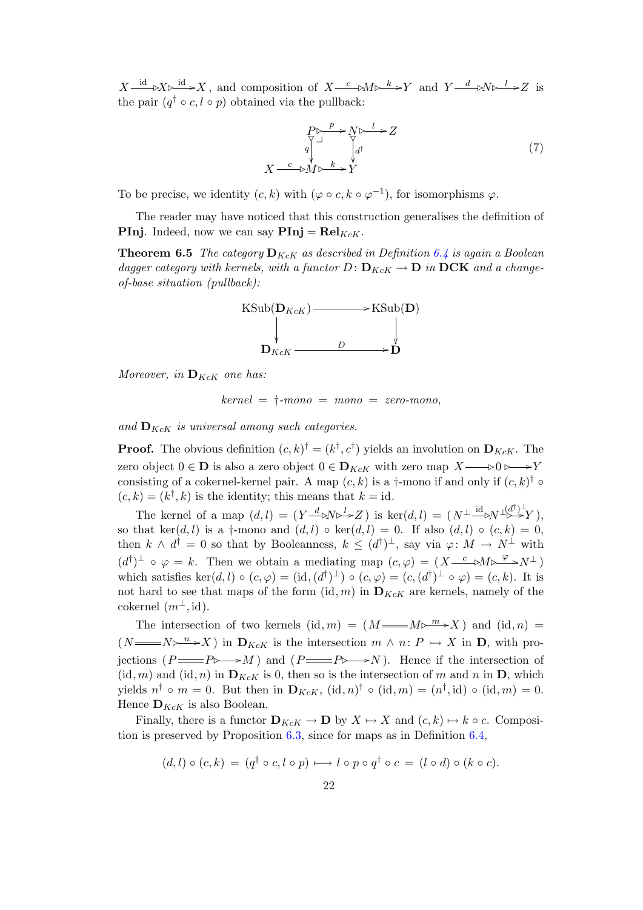$X \xrightarrow{\mathrm{id}} X \xrightarrow{\mathrm{id}} X$, and composition of $X \xrightarrow{c} M \xrightarrow{k} Y$ and $Y \xrightarrow{d} N \xrightarrow{l} Z$ is the pair $(q^\dagger \circ c, l \circ p)$ obtained via the pullback:

$$\begin{array}{ccccc} & P & \xrightarrow{p} & N & \xrightarrow{l} Z \\ & {\scriptstyle q}\downarrow & \lrcorner & \downarrow{\scriptstyle d^\dagger} & \\ X \xrightarrow{c} & M & \xrightarrow{k} & Y & \end{array} \tag{7}$$

To be precise, we identity $(c, k)$ with $(\varphi \circ c, k \circ \varphi^{-1})$, for isomorphisms $\varphi$.

The reader may have noticed that this construction generalises the definition of **PInj**. Indeed, now we can say $\mathbf{PInj} = \mathbf{Rel}_{KcK}$.

**Theorem 6.5** *The category $\mathbf{D}_{KcK}$ as described in Definition 6.4 is again a Boolean dagger category with kernels, with a functor $D\colon \mathbf{D}_{KcK} \to \mathbf{D}$ in* **DCK** *and a change-of-base situation (pullback):*

$$\begin{array}{ccc} \mathrm{KSub}(\mathbf{D}_{KcK}) & \longrightarrow & \mathrm{KSub}(\mathbf{D}) \\ \downarrow & & \downarrow \\ \mathbf{D}_{KcK} & \xrightarrow{D} & \mathbf{D} \end{array}$$

*Moreover, in $\mathbf{D}_{KcK}$ one has:*

$$\textit{kernel} \;=\; \dagger\textit{-mono} \;=\; \textit{mono} \;=\; \textit{zero-mono},$$

*and $\mathbf{D}_{KcK}$ is universal among such categories.*

**Proof.** The obvious definition $(c, k)^\dagger = (k^\dagger, c^\dagger)$ yields an involution on $\mathbf{D}_{KcK}$. The zero object $0 \in \mathbf{D}$ is also a zero object $0 \in \mathbf{D}_{KcK}$ with zero map $X \longrightarrow 0 \rightarrowtail Y$ consisting of a cokernel-kernel pair. A map $(c, k)$ is a $\dagger$-mono if and only if $(c, k)^\dagger \circ (c, k) = (k^\dagger, k)$ is the identity; this means that $k = \mathrm{id}$.

The kernel of a map $(d, l) = (Y \xrightarrow{d} N \xrightarrow{l} Z)$ is $\ker(d, l) = (N^\perp \xrightarrow{\mathrm{id}} N^\perp \xrightarrow{(d^\dagger)^\perp} Y)$, so that $\ker(d, l)$ is a $\dagger$-mono and $(d, l) \circ \ker(d, l) = 0$. If also $(d, l) \circ (c, k) = 0$, then $k \wedge d^\dagger = 0$ so that by Booleanness, $k \leq (d^\dagger)^\perp$, say via $\varphi\colon M \to N^\perp$ with $(d^\dagger)^\perp \circ \varphi = k$. Then we obtain a mediating map $(c, \varphi) = (X \xrightarrow{c} M \xrightarrow{\varphi} N^\perp)$ which satisfies $\ker(d, l) \circ (c, \varphi) = (\mathrm{id}, (d^\dagger)^\perp) \circ (c, \varphi) = (c, (d^\dagger)^\perp \circ \varphi) = (c, k)$. It is not hard to see that maps of the form $(\mathrm{id}, m)$ in $\mathbf{D}_{KcK}$ are kernels, namely of the cokernel $(m^\perp, \mathrm{id})$.

The intersection of two kernels $(\mathrm{id}, m) = (M = M \xrightarrow{m} X)$ and $(\mathrm{id}, n) = (N = N \xrightarrow{n} X)$ in $\mathbf{D}_{KcK}$ is the intersection $m \wedge n\colon P \rightarrowtail X$ in $\mathbf{D}$, with projections $(P = P \rightarrowtail M)$ and $(P = P \rightarrowtail N)$. Hence if the intersection of $(\mathrm{id}, m)$ and $(\mathrm{id}, n)$ in $\mathbf{D}_{KcK}$ is 0, then so is the intersection of $m$ and $n$ in $\mathbf{D}$, which yields $n^\dagger \circ m = 0$. But then in $\mathbf{D}_{KcK}$, $(\mathrm{id}, n)^\dagger \circ (\mathrm{id}, m) = (n^\dagger, \mathrm{id}) \circ (\mathrm{id}, m) = 0$. Hence $\mathbf{D}_{KcK}$ is also Boolean.

Finally, there is a functor $\mathbf{D}_{KcK} \to \mathbf{D}$ by $X \mapsto X$ and $(c, k) \mapsto k \circ c$. Composition is preserved by Proposition 6.3, since for maps as in Definition 6.4,

$$(d, l) \circ (c, k) \;=\; (q^\dagger \circ c, l \circ p) \longmapsto l \circ p \circ q^\dagger \circ c \;=\; (l \circ d) \circ (k \circ c).$$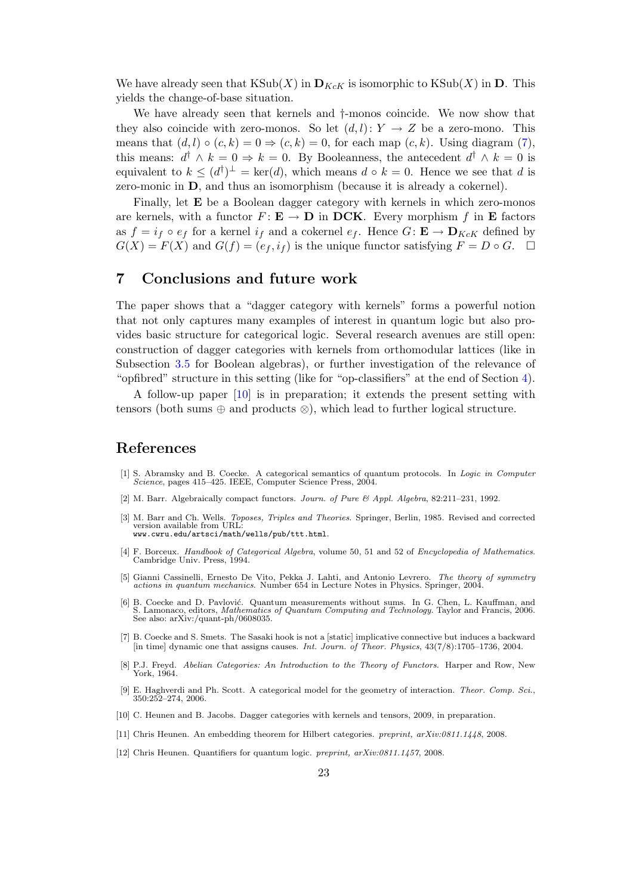We have already seen that $\mathrm{KSub}(X)$ in $\mathbf{D}_{KcK}$ is isomorphic to $\mathrm{KSub}(X)$ in $\mathbf{D}$. This yields the change-of-base situation.

We have already seen that kernels and †-monos coincide. We now show that they also coincide with zero-monos. So let $(d,l)\colon Y \to Z$ be a zero-mono. This means that $(d,l) \circ (c,k) = 0 \Rightarrow (c,k) = 0$, for each map $(c,k)$. Using diagram (7), this means: $d^\dagger \wedge k = 0 \Rightarrow k = 0$. By Booleanness, the antecedent $d^\dagger \wedge k = 0$ is equivalent to $k \leq (d^\dagger)^\perp = \ker(d)$, which means $d \circ k = 0$. Hence we see that $d$ is zero-monic in $\mathbf{D}$, and thus an isomorphism (because it is already a cokernel).

Finally, let $\mathbf{E}$ be a Boolean dagger category with kernels in which zero-monos are kernels, with a functor $F\colon \mathbf{E} \to \mathbf{D}$ in $\mathbf{DCK}$. Every morphism $f$ in $\mathbf{E}$ factors as $f = i_f \circ e_f$ for a kernel $i_f$ and a cokernel $e_f$. Hence $G\colon \mathbf{E} \to \mathbf{D}_{KcK}$ defined by $G(X) = F(X)$ and $G(f) = (e_f, i_f)$ is the unique functor satisfying $F = D \circ G$. $\square$

## 7 Conclusions and future work

The paper shows that a "dagger category with kernels" forms a powerful notion that not only captures many examples of interest in quantum logic but also provides basic structure for categorical logic. Several research avenues are still open: construction of dagger categories with kernels from orthomodular lattices (like in Subsection 3.5 for Boolean algebras), or further investigation of the relevance of "opfibred" structure in this setting (like for "op-classifiers" at the end of Section 4).

A follow-up paper [10] is in preparation; it extends the present setting with tensors (both sums $\oplus$ and products $\otimes$), which lead to further logical structure.

## References

[1] S. Abramsky and B. Coecke. A categorical semantics of quantum protocols. In *Logic in Computer Science*, pages 415–425. IEEE, Computer Science Press, 2004.

[2] M. Barr. Algebraically compact functors. *Journ. of Pure & Appl. Algebra*, 82:211–231, 1992.

[3] M. Barr and Ch. Wells. *Toposes, Triples and Theories*. Springer, Berlin, 1985. Revised and corrected version available from URL: `www.cwru.edu/artsci/math/wells/pub/ttt.html`.

[4] F. Borceux. *Handbook of Categorical Algebra*, volume 50, 51 and 52 of *Encyclopedia of Mathematics*. Cambridge Univ. Press, 1994.

[5] Gianni Cassinelli, Ernesto De Vito, Pekka J. Lahti, and Antonio Levrero. *The theory of symmetry actions in quantum mechanics*. Number 654 in Lecture Notes in Physics. Springer, 2004.

[6] B. Coecke and D. Pavlović. Quantum measurements without sums. In G. Chen, L. Kauffman, and S. Lamonaco, editors, *Mathematics of Quantum Computing and Technology*. Taylor and Francis, 2006. See also: arXiv:/quant-ph/0608035.

[7] B. Coecke and S. Smets. The Sasaki hook is not a [static] implicative connective but induces a backward [in time] dynamic one that assigns causes. *Int. Journ. of Theor. Physics*, 43(7/8):1705–1736, 2004.

[8] P.J. Freyd. *Abelian Categories: An Introduction to the Theory of Functors*. Harper and Row, New York, 1964.

[9] E. Haghverdi and Ph. Scott. A categorical model for the geometry of interaction. *Theor. Comp. Sci.*, 350:252–274, 2006.

[10] C. Heunen and B. Jacobs. Dagger categories with kernels and tensors, 2009, in preparation.

[11] Chris Heunen. An embedding theorem for Hilbert categories. *preprint, arXiv:0811.1448*, 2008.

[12] Chris Heunen. Quantifiers for quantum logic. *preprint, arXiv:0811.1457*, 2008.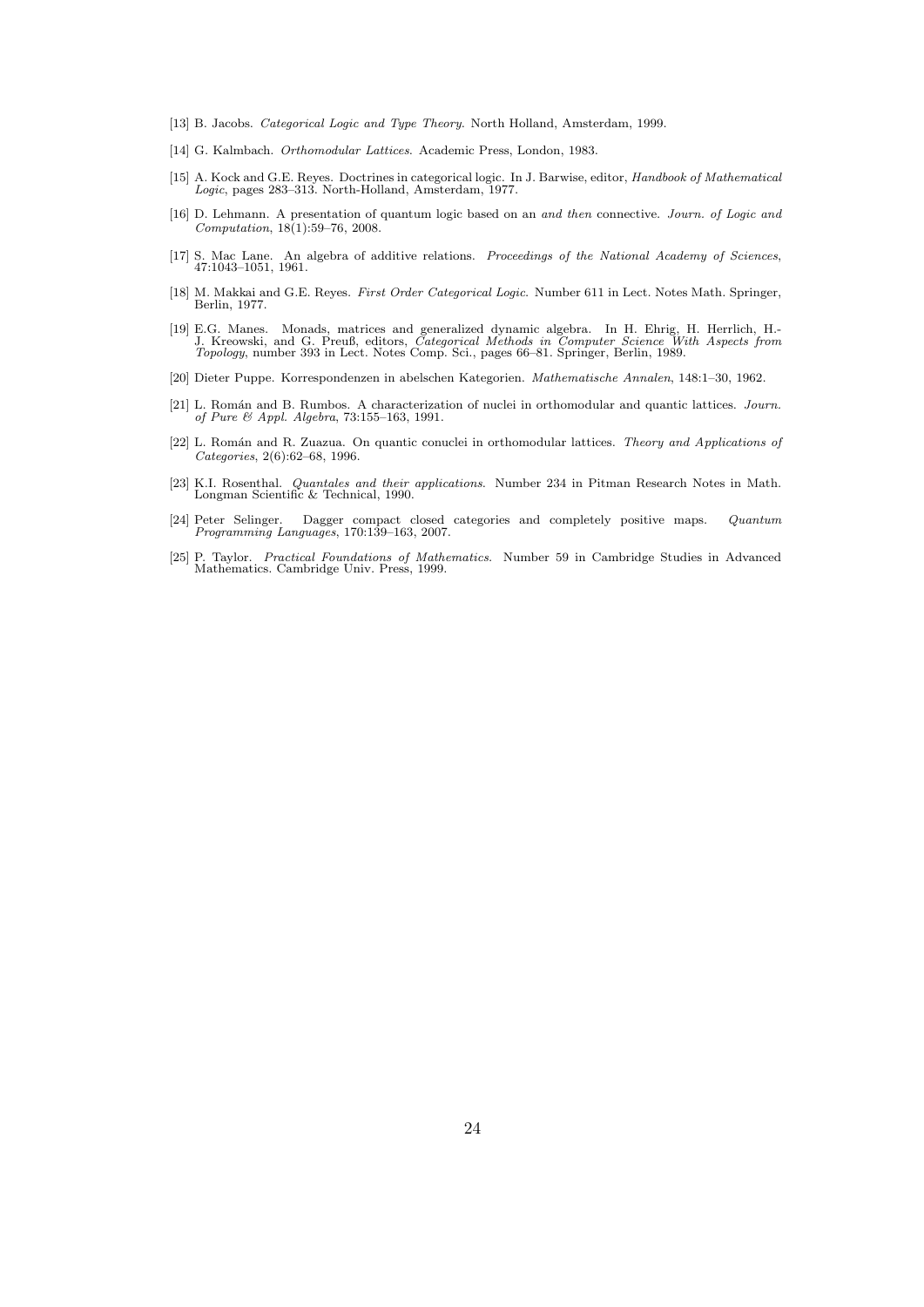[13] B. Jacobs. *Categorical Logic and Type Theory*. North Holland, Amsterdam, 1999.

[14] G. Kalmbach. *Orthomodular Lattices*. Academic Press, London, 1983.

[15] A. Kock and G.E. Reyes. Doctrines in categorical logic. In J. Barwise, editor, *Handbook of Mathematical Logic*, pages 283–313. North-Holland, Amsterdam, 1977.

[16] D. Lehmann. A presentation of quantum logic based on an *and then* connective. *Journ. of Logic and Computation*, 18(1):59–76, 2008.

[17] S. Mac Lane. An algebra of additive relations. *Proceedings of the National Academy of Sciences*, 47:1043–1051, 1961.

[18] M. Makkai and G.E. Reyes. *First Order Categorical Logic*. Number 611 in Lect. Notes Math. Springer, Berlin, 1977.

[19] E.G. Manes. Monads, matrices and generalized dynamic algebra. In H. Ehrig, H. Herrlich, H.-J. Kreowski, and G. Preuß, editors, *Categorical Methods in Computer Science With Aspects from Topology*, number 393 in Lect. Notes Comp. Sci., pages 66–81. Springer, Berlin, 1989.

[20] Dieter Puppe. Korrespondenzen in abelschen Kategorien. *Mathematische Annalen*, 148:1–30, 1962.

[21] L. Román and B. Rumbos. A characterization of nuclei in orthomodular and quantic lattices. *Journ. of Pure & Appl. Algebra*, 73:155–163, 1991.

[22] L. Román and R. Zuazua. On quantic conuclei in orthomodular lattices. *Theory and Applications of Categories*, 2(6):62–68, 1996.

[23] K.I. Rosenthal. *Quantales and their applications*. Number 234 in Pitman Research Notes in Math. Longman Scientific & Technical, 1990.

[24] Peter Selinger. Dagger compact closed categories and completely positive maps. *Quantum Programming Languages*, 170:139–163, 2007.

[25] P. Taylor. *Practical Foundations of Mathematics*. Number 59 in Cambridge Studies in Advanced Mathematics. Cambridge Univ. Press, 1999.